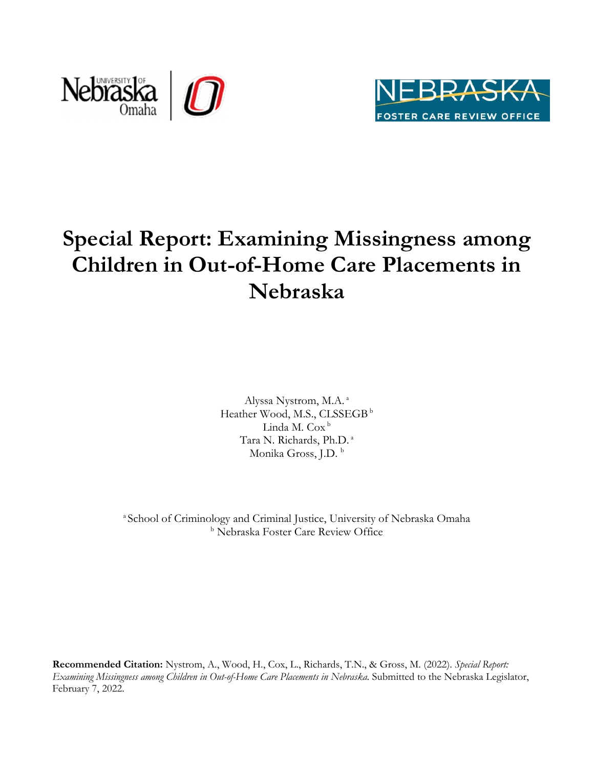# Special Report: Examining Missingness among Children in Out-of-Home Care Placements in Nebraska

Alyssa Nystrom, M.A. [a]
Heather Wood, M.S., CLSSEGB [b]
Linda M. Cox [b]
Tara N. Richards, Ph.D. [a]
Monika Gross, J.D. [b]

[a] School of Criminology and Criminal Justice, University of Nebraska Omaha
[b] Nebraska Foster Care Review Office

**Recommended Citation:** Nystrom, A., Wood, H., Cox, L., Richards, T.N., & Gross, M. (2022). *Special Report: Examining Missingness among Children in Out-of-Home Care Placements in Nebraska.* Submitted to the Nebraska Legislator, February 7, 2022.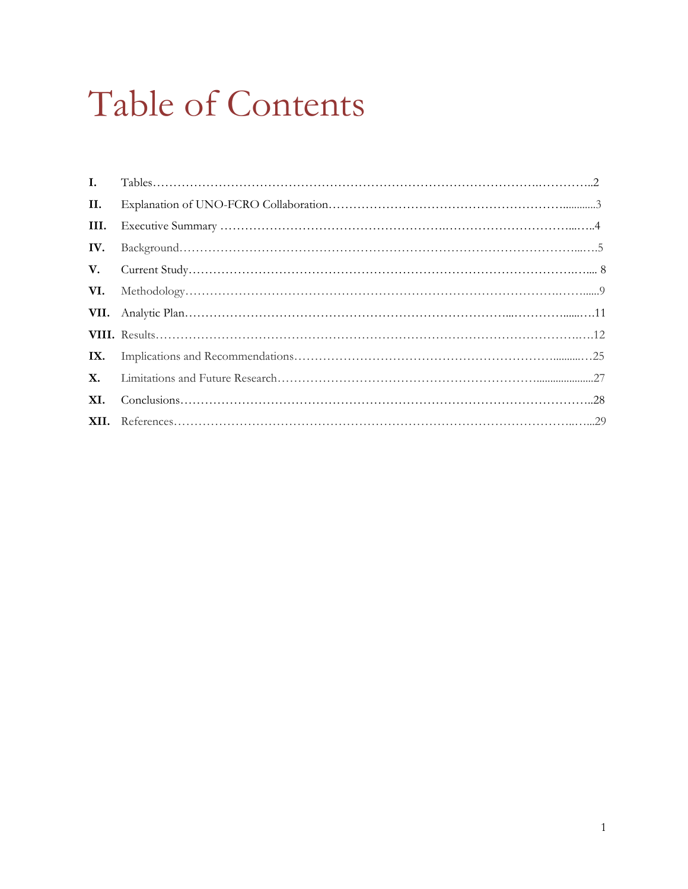# Table of Contents

| | | |
|---|---|---|
| **I.** | Tables | 2 |
| **II.** | Explanation of UNO-FCRO Collaboration | 3 |
| **III.** | Executive Summary | 4 |
| **IV.** | Background | 5 |
| **V.** | Current Study | 8 |
| **VI.** | Methodology | 9 |
| **VII.** | Analytic Plan | 11 |
| **VIII.** | Results | 12 |
| **IX.** | Implications and Recommendations | 25 |
| **X.** | Limitations and Future Research | 27 |
| **XI.** | Conclusions | 28 |
| **XII.** | References | 29 |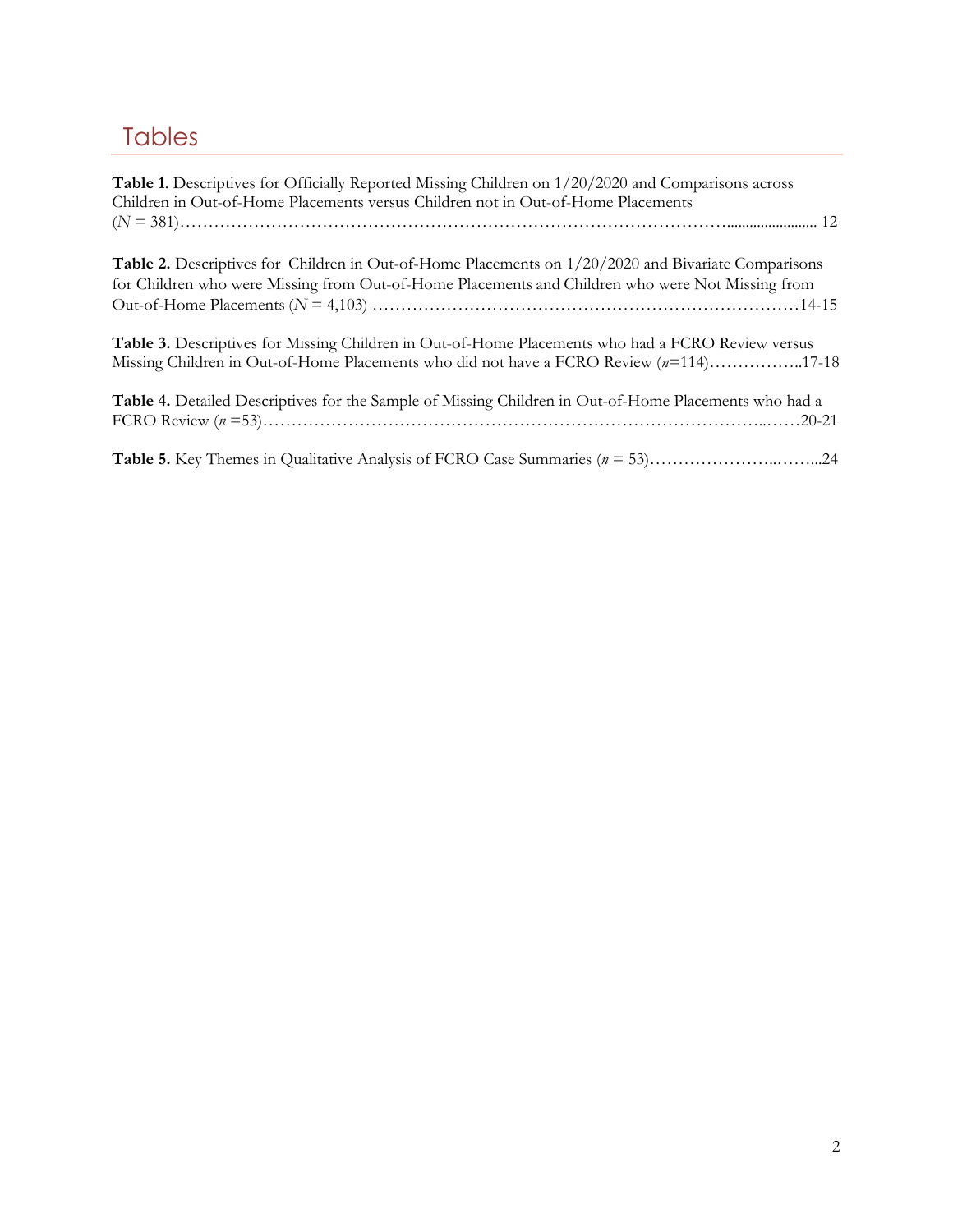# Tables

**Table 1**. Descriptives for Officially Reported Missing Children on 1/20/2020 and Comparisons across Children in Out-of-Home Placements versus Children not in Out-of-Home Placements (*N* = 381)………………………………………………………………………………………........................ 12

**Table 2.** Descriptives for Children in Out-of-Home Placements on 1/20/2020 and Bivariate Comparisons for Children who were Missing from Out-of-Home Placements and Children who were Not Missing from Out-of-Home Placements (*N* = 4,103) ………………………………………………………………….14-15

**Table 3.** Descriptives for Missing Children in Out-of-Home Placements who had a FCRO Review versus Missing Children in Out-of-Home Placements who did not have a FCRO Review (*n*=114)……………..17-18

**Table 4.** Detailed Descriptives for the Sample of Missing Children in Out-of-Home Placements who had a FCRO Review (*n* =53)……………………………………………………………………………..……20-21

**Table 5.** Key Themes in Qualitative Analysis of FCRO Case Summaries (*n* = 53)…………………..……...24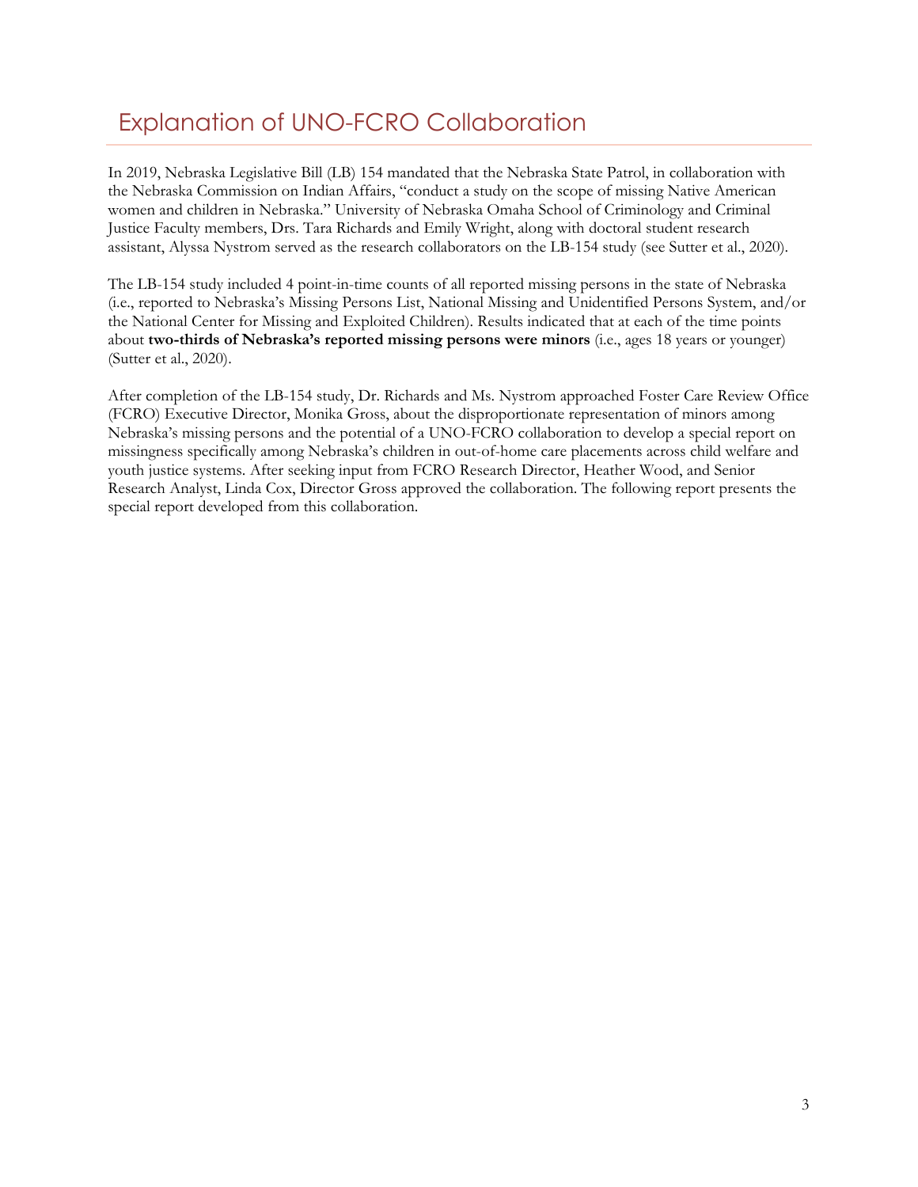# Explanation of UNO-FCRO Collaboration

In 2019, Nebraska Legislative Bill (LB) 154 mandated that the Nebraska State Patrol, in collaboration with the Nebraska Commission on Indian Affairs, "conduct a study on the scope of missing Native American women and children in Nebraska." University of Nebraska Omaha School of Criminology and Criminal Justice Faculty members, Drs. Tara Richards and Emily Wright, along with doctoral student research assistant, Alyssa Nystrom served as the research collaborators on the LB-154 study (see Sutter et al., 2020).

The LB-154 study included 4 point-in-time counts of all reported missing persons in the state of Nebraska (i.e., reported to Nebraska's Missing Persons List, National Missing and Unidentified Persons System, and/or the National Center for Missing and Exploited Children). Results indicated that at each of the time points about **two-thirds of Nebraska's reported missing persons were minors** (i.e., ages 18 years or younger) (Sutter et al., 2020).

After completion of the LB-154 study, Dr. Richards and Ms. Nystrom approached Foster Care Review Office (FCRO) Executive Director, Monika Gross, about the disproportionate representation of minors among Nebraska's missing persons and the potential of a UNO-FCRO collaboration to develop a special report on missingness specifically among Nebraska's children in out-of-home care placements across child welfare and youth justice systems. After seeking input from FCRO Research Director, Heather Wood, and Senior Research Analyst, Linda Cox, Director Gross approved the collaboration. The following report presents the special report developed from this collaboration.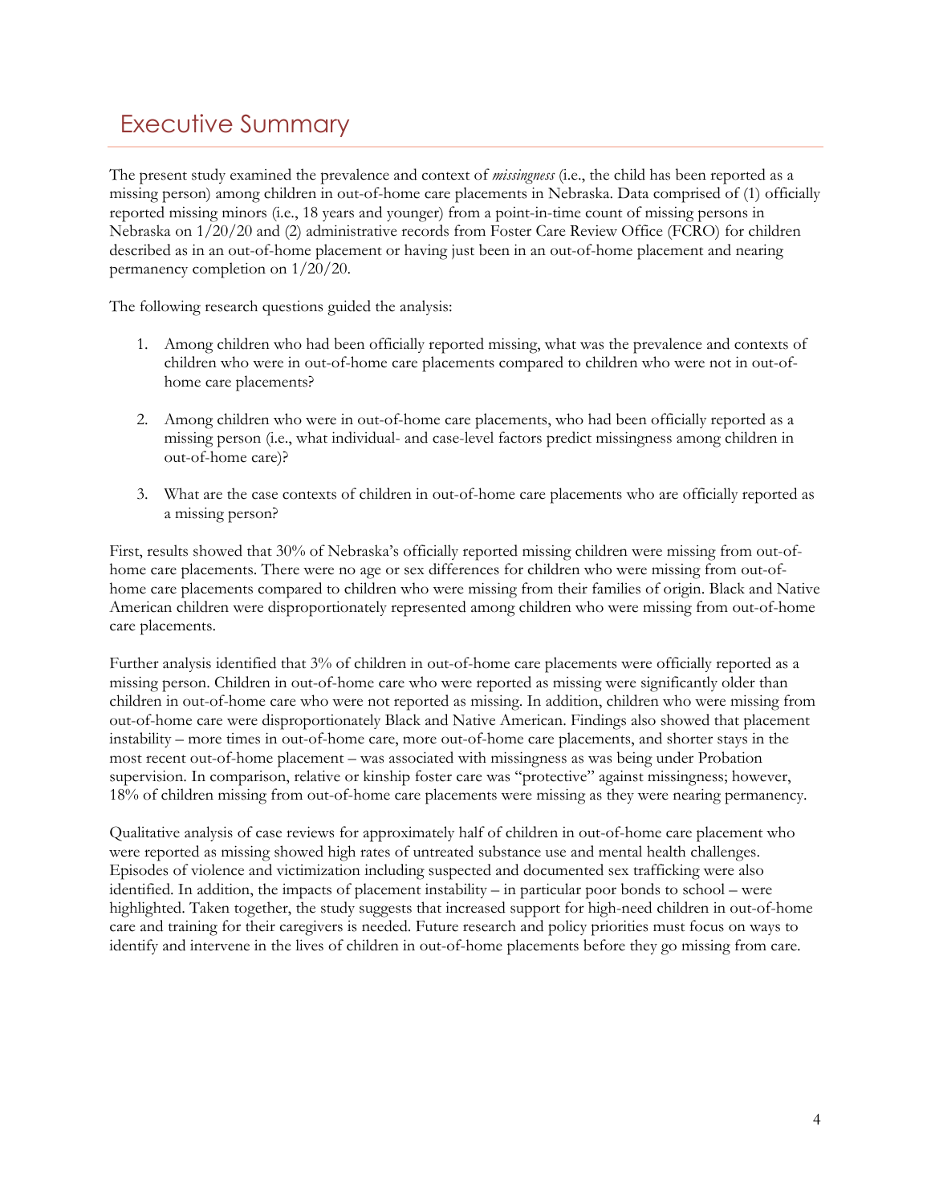# Executive Summary

The present study examined the prevalence and context of *missingness* (i.e., the child has been reported as a missing person) among children in out-of-home care placements in Nebraska. Data comprised of (1) officially reported missing minors (i.e., 18 years and younger) from a point-in-time count of missing persons in Nebraska on 1/20/20 and (2) administrative records from Foster Care Review Office (FCRO) for children described as in an out-of-home placement or having just been in an out-of-home placement and nearing permanency completion on 1/20/20.

The following research questions guided the analysis:

1. Among children who had been officially reported missing, what was the prevalence and contexts of children who were in out-of-home care placements compared to children who were not in out-of-home care placements?

2. Among children who were in out-of-home care placements, who had been officially reported as a missing person (i.e., what individual- and case-level factors predict missingness among children in out-of-home care)?

3. What are the case contexts of children in out-of-home care placements who are officially reported as a missing person?

First, results showed that 30% of Nebraska's officially reported missing children were missing from out-of-home care placements. There were no age or sex differences for children who were missing from out-of-home care placements compared to children who were missing from their families of origin. Black and Native American children were disproportionately represented among children who were missing from out-of-home care placements.

Further analysis identified that 3% of children in out-of-home care placements were officially reported as a missing person. Children in out-of-home care who were reported as missing were significantly older than children in out-of-home care who were not reported as missing. In addition, children who were missing from out-of-home care were disproportionately Black and Native American. Findings also showed that placement instability – more times in out-of-home care, more out-of-home care placements, and shorter stays in the most recent out-of-home placement – was associated with missingness as was being under Probation supervision. In comparison, relative or kinship foster care was "protective" against missingness; however, 18% of children missing from out-of-home care placements were missing as they were nearing permanency.

Qualitative analysis of case reviews for approximately half of children in out-of-home care placement who were reported as missing showed high rates of untreated substance use and mental health challenges. Episodes of violence and victimization including suspected and documented sex trafficking were also identified. In addition, the impacts of placement instability – in particular poor bonds to school – were highlighted. Taken together, the study suggests that increased support for high-need children in out-of-home care and training for their caregivers is needed. Future research and policy priorities must focus on ways to identify and intervene in the lives of children in out-of-home placements before they go missing from care.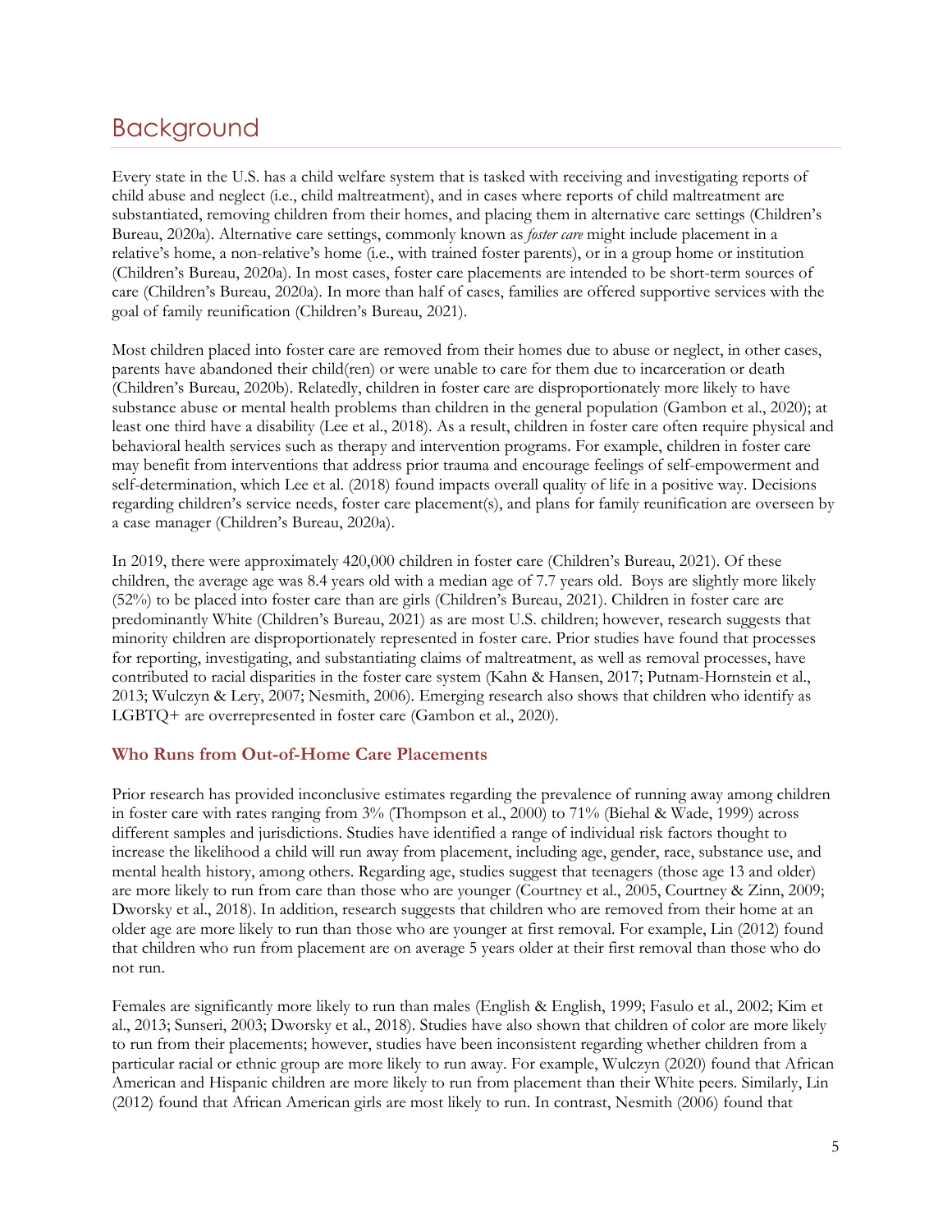# Background

Every state in the U.S. has a child welfare system that is tasked with receiving and investigating reports of child abuse and neglect (i.e., child maltreatment), and in cases where reports of child maltreatment are substantiated, removing children from their homes, and placing them in alternative care settings (Children's Bureau, 2020a). Alternative care settings, commonly known as *foster care* might include placement in a relative's home, a non-relative's home (i.e., with trained foster parents), or in a group home or institution (Children's Bureau, 2020a). In most cases, foster care placements are intended to be short-term sources of care (Children's Bureau, 2020a). In more than half of cases, families are offered supportive services with the goal of family reunification (Children's Bureau, 2021).

Most children placed into foster care are removed from their homes due to abuse or neglect, in other cases, parents have abandoned their child(ren) or were unable to care for them due to incarceration or death (Children's Bureau, 2020b). Relatedly, children in foster care are disproportionately more likely to have substance abuse or mental health problems than children in the general population (Gambon et al., 2020); at least one third have a disability (Lee et al., 2018). As a result, children in foster care often require physical and behavioral health services such as therapy and intervention programs. For example, children in foster care may benefit from interventions that address prior trauma and encourage feelings of self-empowerment and self-determination, which Lee et al. (2018) found impacts overall quality of life in a positive way. Decisions regarding children's service needs, foster care placement(s), and plans for family reunification are overseen by a case manager (Children's Bureau, 2020a).

In 2019, there were approximately 420,000 children in foster care (Children's Bureau, 2021). Of these children, the average age was 8.4 years old with a median age of 7.7 years old. Boys are slightly more likely (52%) to be placed into foster care than are girls (Children's Bureau, 2021). Children in foster care are predominantly White (Children's Bureau, 2021) as are most U.S. children; however, research suggests that minority children are disproportionately represented in foster care. Prior studies have found that processes for reporting, investigating, and substantiating claims of maltreatment, as well as removal processes, have contributed to racial disparities in the foster care system (Kahn & Hansen, 2017; Putnam-Hornstein et al., 2013; Wulczyn & Lery, 2007; Nesmith, 2006). Emerging research also shows that children who identify as LGBTQ+ are overrepresented in foster care (Gambon et al., 2020).

### Who Runs from Out-of-Home Care Placements

Prior research has provided inconclusive estimates regarding the prevalence of running away among children in foster care with rates ranging from 3% (Thompson et al., 2000) to 71% (Biehal & Wade, 1999) across different samples and jurisdictions. Studies have identified a range of individual risk factors thought to increase the likelihood a child will run away from placement, including age, gender, race, substance use, and mental health history, among others. Regarding age, studies suggest that teenagers (those age 13 and older) are more likely to run from care than those who are younger (Courtney et al., 2005, Courtney & Zinn, 2009; Dworsky et al., 2018). In addition, research suggests that children who are removed from their home at an older age are more likely to run than those who are younger at first removal. For example, Lin (2012) found that children who run from placement are on average 5 years older at their first removal than those who do not run.

Females are significantly more likely to run than males (English & English, 1999; Fasulo et al., 2002; Kim et al., 2013; Sunseri, 2003; Dworsky et al., 2018). Studies have also shown that children of color are more likely to run from their placements; however, studies have been inconsistent regarding whether children from a particular racial or ethnic group are more likely to run away. For example, Wulczyn (2020) found that African American and Hispanic children are more likely to run from placement than their White peers. Similarly, Lin (2012) found that African American girls are most likely to run. In contrast, Nesmith (2006) found that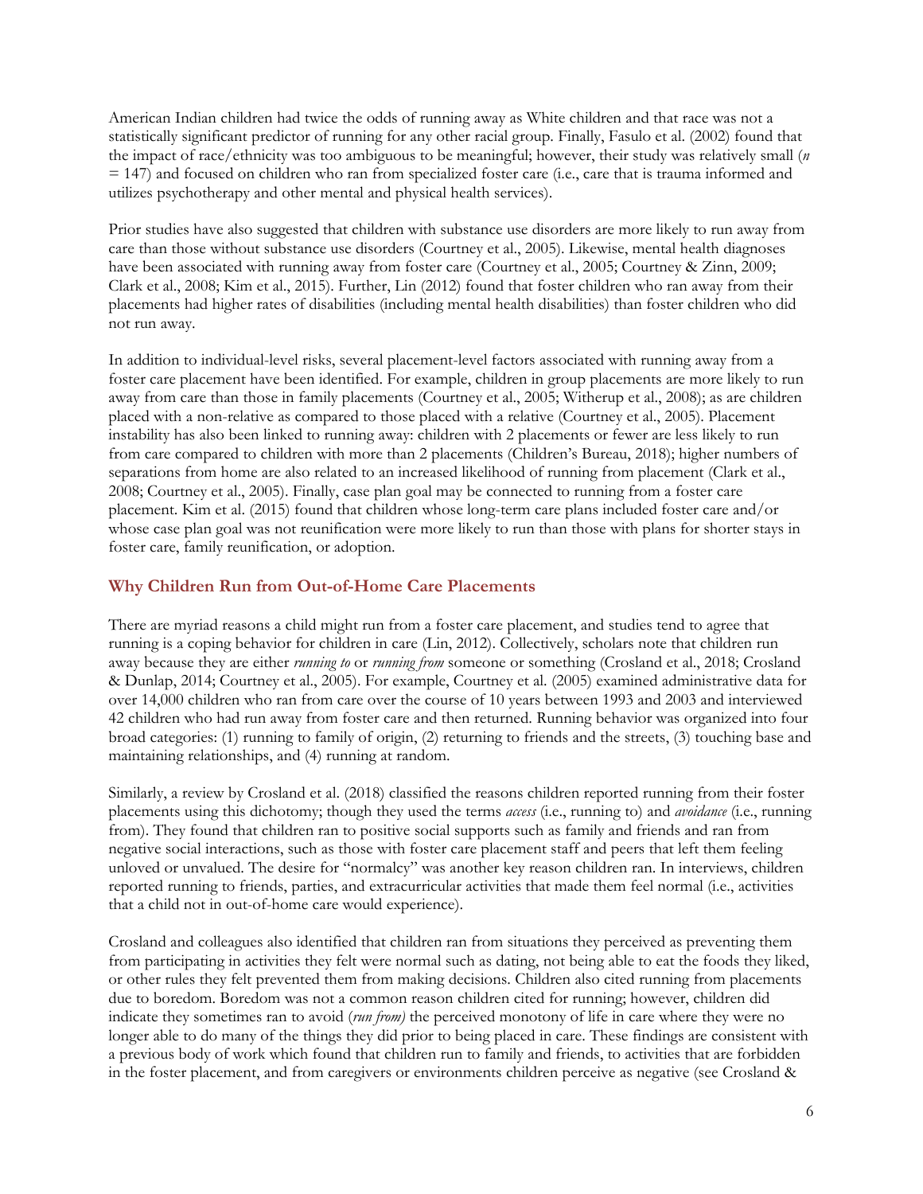American Indian children had twice the odds of running away as White children and that race was not a statistically significant predictor of running for any other racial group. Finally, Fasulo et al. (2002) found that the impact of race/ethnicity was too ambiguous to be meaningful; however, their study was relatively small (*n* = 147) and focused on children who ran from specialized foster care (i.e., care that is trauma informed and utilizes psychotherapy and other mental and physical health services).

Prior studies have also suggested that children with substance use disorders are more likely to run away from care than those without substance use disorders (Courtney et al., 2005). Likewise, mental health diagnoses have been associated with running away from foster care (Courtney et al., 2005; Courtney & Zinn, 2009; Clark et al., 2008; Kim et al., 2015). Further, Lin (2012) found that foster children who ran away from their placements had higher rates of disabilities (including mental health disabilities) than foster children who did not run away.

In addition to individual-level risks, several placement-level factors associated with running away from a foster care placement have been identified. For example, children in group placements are more likely to run away from care than those in family placements (Courtney et al., 2005; Witherup et al., 2008); as are children placed with a non-relative as compared to those placed with a relative (Courtney et al., 2005). Placement instability has also been linked to running away: children with 2 placements or fewer are less likely to run from care compared to children with more than 2 placements (Children's Bureau, 2018); higher numbers of separations from home are also related to an increased likelihood of running from placement (Clark et al., 2008; Courtney et al., 2005). Finally, case plan goal may be connected to running from a foster care placement. Kim et al. (2015) found that children whose long-term care plans included foster care and/or whose case plan goal was not reunification were more likely to run than those with plans for shorter stays in foster care, family reunification, or adoption.

## Why Children Run from Out-of-Home Care Placements

There are myriad reasons a child might run from a foster care placement, and studies tend to agree that running is a coping behavior for children in care (Lin, 2012). Collectively, scholars note that children run away because they are either *running to* or *running from* someone or something (Crosland et al., 2018; Crosland & Dunlap, 2014; Courtney et al., 2005). For example, Courtney et al. (2005) examined administrative data for over 14,000 children who ran from care over the course of 10 years between 1993 and 2003 and interviewed 42 children who had run away from foster care and then returned. Running behavior was organized into four broad categories: (1) running to family of origin, (2) returning to friends and the streets, (3) touching base and maintaining relationships, and (4) running at random.

Similarly, a review by Crosland et al. (2018) classified the reasons children reported running from their foster placements using this dichotomy; though they used the terms *access* (i.e., running to) and *avoidance* (i.e., running from). They found that children ran to positive social supports such as family and friends and ran from negative social interactions, such as those with foster care placement staff and peers that left them feeling unloved or unvalued. The desire for "normalcy" was another key reason children ran. In interviews, children reported running to friends, parties, and extracurricular activities that made them feel normal (i.e., activities that a child not in out-of-home care would experience).

Crosland and colleagues also identified that children ran from situations they perceived as preventing them from participating in activities they felt were normal such as dating, not being able to eat the foods they liked, or other rules they felt prevented them from making decisions. Children also cited running from placements due to boredom. Boredom was not a common reason children cited for running; however, children did indicate they sometimes ran to avoid (*run from)* the perceived monotony of life in care where they were no longer able to do many of the things they did prior to being placed in care. These findings are consistent with a previous body of work which found that children run to family and friends, to activities that are forbidden in the foster placement, and from caregivers or environments children perceive as negative (see Crosland &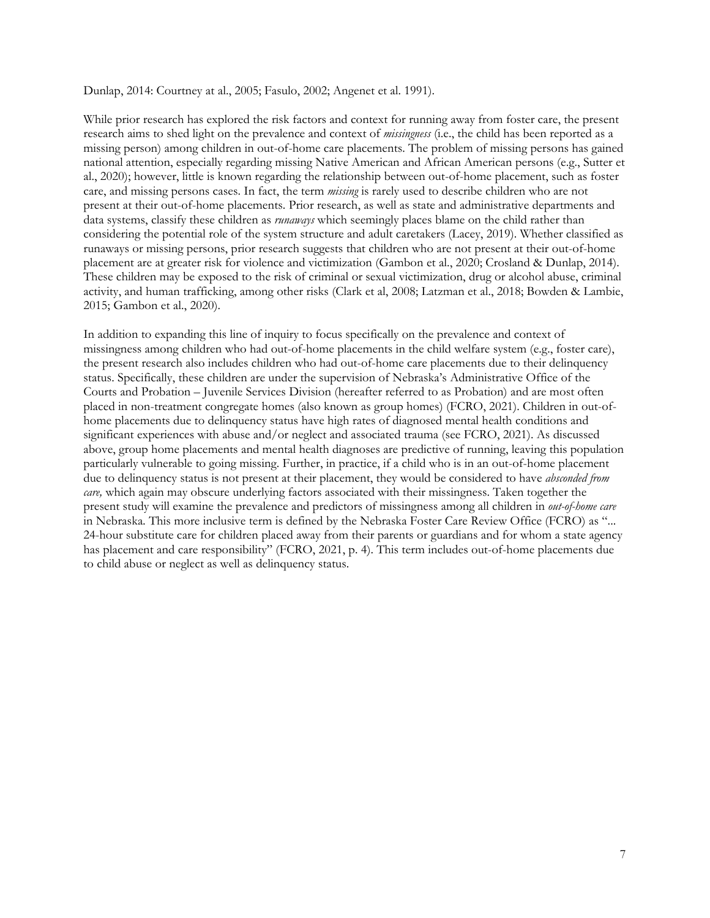Dunlap, 2014: Courtney at al., 2005; Fasulo, 2002; Angenet et al. 1991).

While prior research has explored the risk factors and context for running away from foster care, the present research aims to shed light on the prevalence and context of *missingness* (i.e., the child has been reported as a missing person) among children in out-of-home care placements. The problem of missing persons has gained national attention, especially regarding missing Native American and African American persons (e.g., Sutter et al., 2020); however, little is known regarding the relationship between out-of-home placement, such as foster care, and missing persons cases. In fact, the term *missing* is rarely used to describe children who are not present at their out-of-home placements. Prior research, as well as state and administrative departments and data systems, classify these children as *runaways* which seemingly places blame on the child rather than considering the potential role of the system structure and adult caretakers (Lacey, 2019). Whether classified as runaways or missing persons, prior research suggests that children who are not present at their out-of-home placement are at greater risk for violence and victimization (Gambon et al., 2020; Crosland & Dunlap, 2014). These children may be exposed to the risk of criminal or sexual victimization, drug or alcohol abuse, criminal activity, and human trafficking, among other risks (Clark et al, 2008; Latzman et al., 2018; Bowden & Lambie, 2015; Gambon et al., 2020).

In addition to expanding this line of inquiry to focus specifically on the prevalence and context of missingness among children who had out-of-home placements in the child welfare system (e.g., foster care), the present research also includes children who had out-of-home care placements due to their delinquency status. Specifically, these children are under the supervision of Nebraska's Administrative Office of the Courts and Probation – Juvenile Services Division (hereafter referred to as Probation) and are most often placed in non-treatment congregate homes (also known as group homes) (FCRO, 2021). Children in out-of-home placements due to delinquency status have high rates of diagnosed mental health conditions and significant experiences with abuse and/or neglect and associated trauma (see FCRO, 2021). As discussed above, group home placements and mental health diagnoses are predictive of running, leaving this population particularly vulnerable to going missing. Further, in practice, if a child who is in an out-of-home placement due to delinquency status is not present at their placement, they would be considered to have *absconded from care,* which again may obscure underlying factors associated with their missingness. Taken together the present study will examine the prevalence and predictors of missingness among all children in *out-of-home care* in Nebraska. This more inclusive term is defined by the Nebraska Foster Care Review Office (FCRO) as "... 24-hour substitute care for children placed away from their parents or guardians and for whom a state agency has placement and care responsibility" (FCRO, 2021, p. 4). This term includes out-of-home placements due to child abuse or neglect as well as delinquency status.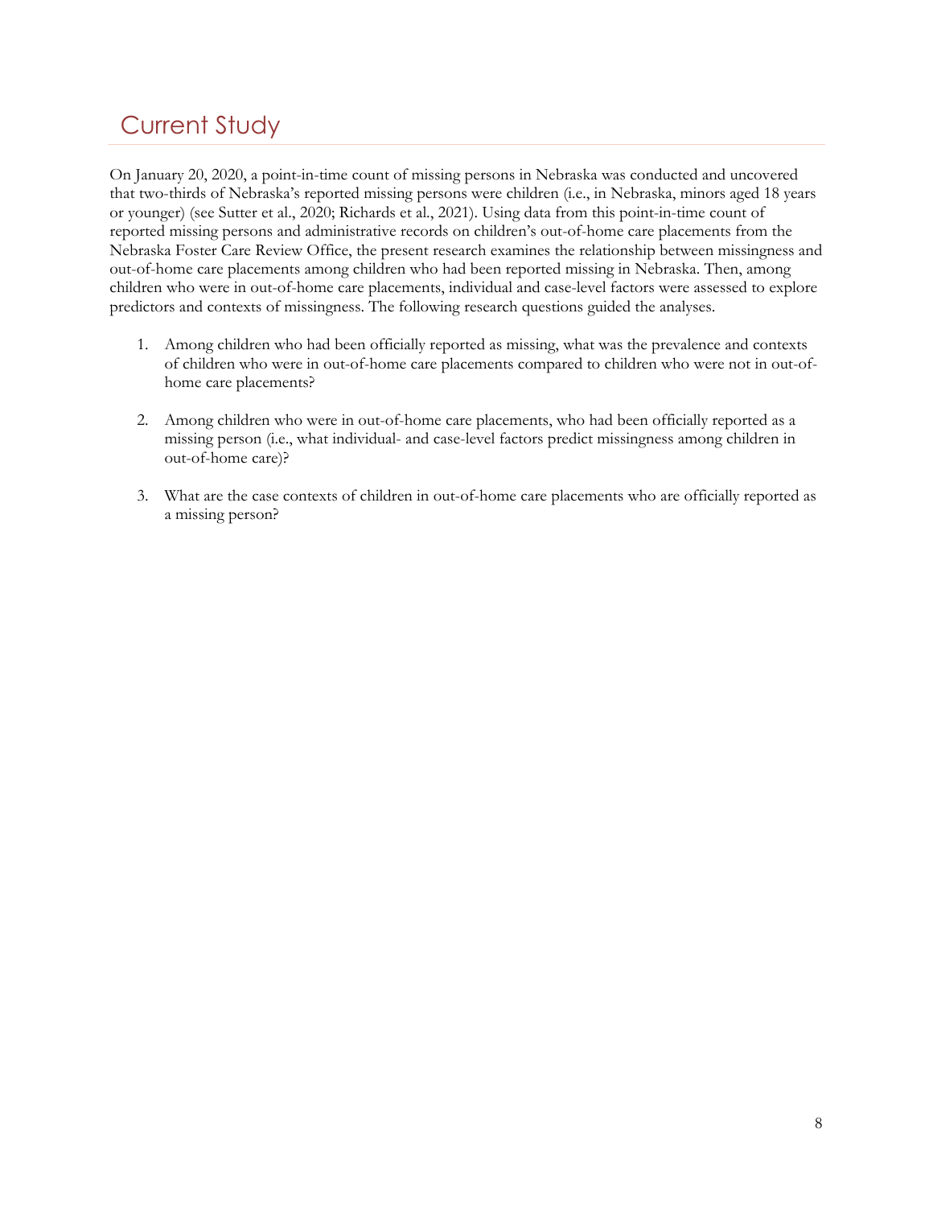# Current Study

On January 20, 2020, a point-in-time count of missing persons in Nebraska was conducted and uncovered that two-thirds of Nebraska's reported missing persons were children (i.e., in Nebraska, minors aged 18 years or younger) (see Sutter et al., 2020; Richards et al., 2021). Using data from this point-in-time count of reported missing persons and administrative records on children's out-of-home care placements from the Nebraska Foster Care Review Office, the present research examines the relationship between missingness and out-of-home care placements among children who had been reported missing in Nebraska. Then, among children who were in out-of-home care placements, individual and case-level factors were assessed to explore predictors and contexts of missingness. The following research questions guided the analyses.

1. Among children who had been officially reported as missing, what was the prevalence and contexts of children who were in out-of-home care placements compared to children who were not in out-of-home care placements?

2. Among children who were in out-of-home care placements, who had been officially reported as a missing person (i.e., what individual- and case-level factors predict missingness among children in out-of-home care)?

3. What are the case contexts of children in out-of-home care placements who are officially reported as a missing person?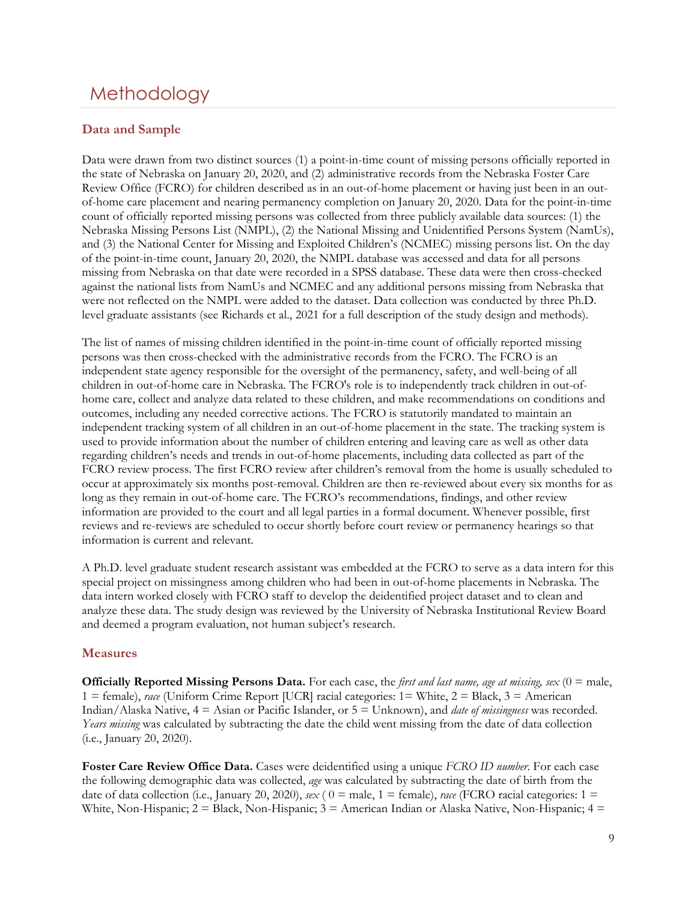# Methodology

## Data and Sample

Data were drawn from two distinct sources (1) a point-in-time count of missing persons officially reported in the state of Nebraska on January 20, 2020, and (2) administrative records from the Nebraska Foster Care Review Office (FCRO) for children described as in an out-of-home placement or having just been in an out-of-home care placement and nearing permanency completion on January 20, 2020. Data for the point-in-time count of officially reported missing persons was collected from three publicly available data sources: (1) the Nebraska Missing Persons List (NMPL), (2) the National Missing and Unidentified Persons System (NamUs), and (3) the National Center for Missing and Exploited Children's (NCMEC) missing persons list. On the day of the point-in-time count, January 20, 2020, the NMPL database was accessed and data for all persons missing from Nebraska on that date were recorded in a SPSS database. These data were then cross-checked against the national lists from NamUs and NCMEC and any additional persons missing from Nebraska that were not reflected on the NMPL were added to the dataset. Data collection was conducted by three Ph.D. level graduate assistants (see Richards et al., 2021 for a full description of the study design and methods).

The list of names of missing children identified in the point-in-time count of officially reported missing persons was then cross-checked with the administrative records from the FCRO. The FCRO is an independent state agency responsible for the oversight of the permanency, safety, and well-being of all children in out-of-home care in Nebraska. The FCRO's role is to independently track children in out-of-home care, collect and analyze data related to these children, and make recommendations on conditions and outcomes, including any needed corrective actions. The FCRO is statutorily mandated to maintain an independent tracking system of all children in an out-of-home placement in the state. The tracking system is used to provide information about the number of children entering and leaving care as well as other data regarding children's needs and trends in out-of-home placements, including data collected as part of the FCRO review process. The first FCRO review after children's removal from the home is usually scheduled to occur at approximately six months post-removal. Children are then re-reviewed about every six months for as long as they remain in out-of-home care. The FCRO's recommendations, findings, and other review information are provided to the court and all legal parties in a formal document. Whenever possible, first reviews and re-reviews are scheduled to occur shortly before court review or permanency hearings so that information is current and relevant.

A Ph.D. level graduate student research assistant was embedded at the FCRO to serve as a data intern for this special project on missingness among children who had been in out-of-home placements in Nebraska. The data intern worked closely with FCRO staff to develop the deidentified project dataset and to clean and analyze these data. The study design was reviewed by the University of Nebraska Institutional Review Board and deemed a program evaluation, not human subject's research.

## Measures

**Officially Reported Missing Persons Data.** For each case, the *first and last name, age at missing, sex* (0 = male, 1 = female), *race* (Uniform Crime Report [UCR] racial categories: 1= White, 2 = Black, 3 = American Indian/Alaska Native, 4 = Asian or Pacific Islander, or 5 = Unknown), and *date of missingness* was recorded. *Years missing* was calculated by subtracting the date the child went missing from the date of data collection (i.e., January 20, 2020).

**Foster Care Review Office Data.** Cases were deidentified using a unique *FCRO ID number*. For each case the following demographic data was collected, *age* was calculated by subtracting the date of birth from the date of data collection (i.e., January 20, 2020), *sex* ( 0 = male, 1 = female), *race* (FCRO racial categories: 1 = White, Non-Hispanic; 2 = Black, Non-Hispanic; 3 = American Indian or Alaska Native, Non-Hispanic; 4 =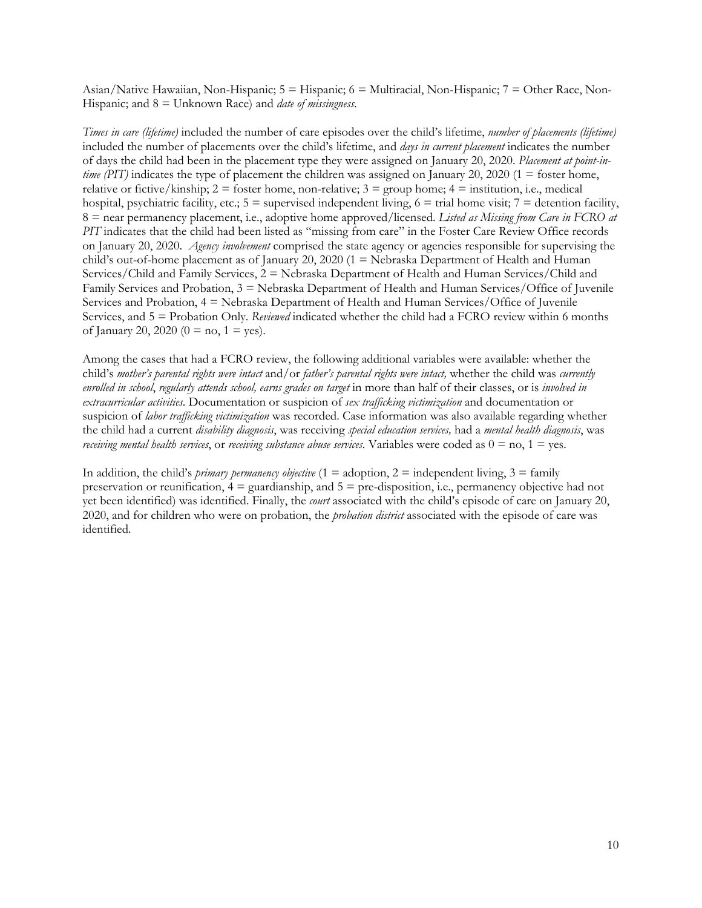Asian/Native Hawaiian, Non-Hispanic; 5 = Hispanic; 6 = Multiracial, Non-Hispanic; 7 = Other Race, Non-Hispanic; and 8 = Unknown Race) and *date of missingness*.

*Times in care (lifetime)* included the number of care episodes over the child's lifetime, *number of placements (lifetime)* included the number of placements over the child's lifetime, and *days in current placement* indicates the number of days the child had been in the placement type they were assigned on January 20, 2020. *Placement at point-in-time (PIT)* indicates the type of placement the children was assigned on January 20, 2020 (1 = foster home, relative or fictive/kinship; 2 = foster home, non-relative; 3 = group home; 4 = institution, i.e., medical hospital, psychiatric facility, etc.; 5 = supervised independent living, 6 = trial home visit; 7 = detention facility, 8 = near permanency placement, i.e., adoptive home approved/licensed. *Listed as Missing from Care in FCRO at PIT* indicates that the child had been listed as "missing from care" in the Foster Care Review Office records on January 20, 2020. *Agency involvement* comprised the state agency or agencies responsible for supervising the child's out-of-home placement as of January 20, 2020 (1 = Nebraska Department of Health and Human Services/Child and Family Services, 2 = Nebraska Department of Health and Human Services/Child and Family Services and Probation, 3 = Nebraska Department of Health and Human Services/Office of Juvenile Services and Probation, 4 = Nebraska Department of Health and Human Services/Office of Juvenile Services, and 5 = Probation Only. *Reviewed* indicated whether the child had a FCRO review within 6 months of January 20, 2020 (0 = no, 1 = yes).

Among the cases that had a FCRO review, the following additional variables were available: whether the child's *mother's parental rights were intact* and/or *father's parental rights were intact,* whether the child was *currently enrolled in school*, *regularly attends school, earns grades on target* in more than half of their classes, or is *involved in extracurricular activities*. Documentation or suspicion of *sex trafficking victimization* and documentation or suspicion of *labor trafficking victimization* was recorded. Case information was also available regarding whether the child had a current *disability diagnosis*, was receiving *special education services,* had a *mental health diagnosis*, was *receiving mental health services*, or *receiving substance abuse services*. Variables were coded as 0 = no, 1 = yes.

In addition, the child's *primary permanency objective* (1 = adoption, 2 = independent living, 3 = family preservation or reunification, 4 = guardianship, and 5 = pre-disposition, i.e., permanency objective had not yet been identified) was identified. Finally, the *court* associated with the child's episode of care on January 20, 2020, and for children who were on probation, the *probation district* associated with the episode of care was identified.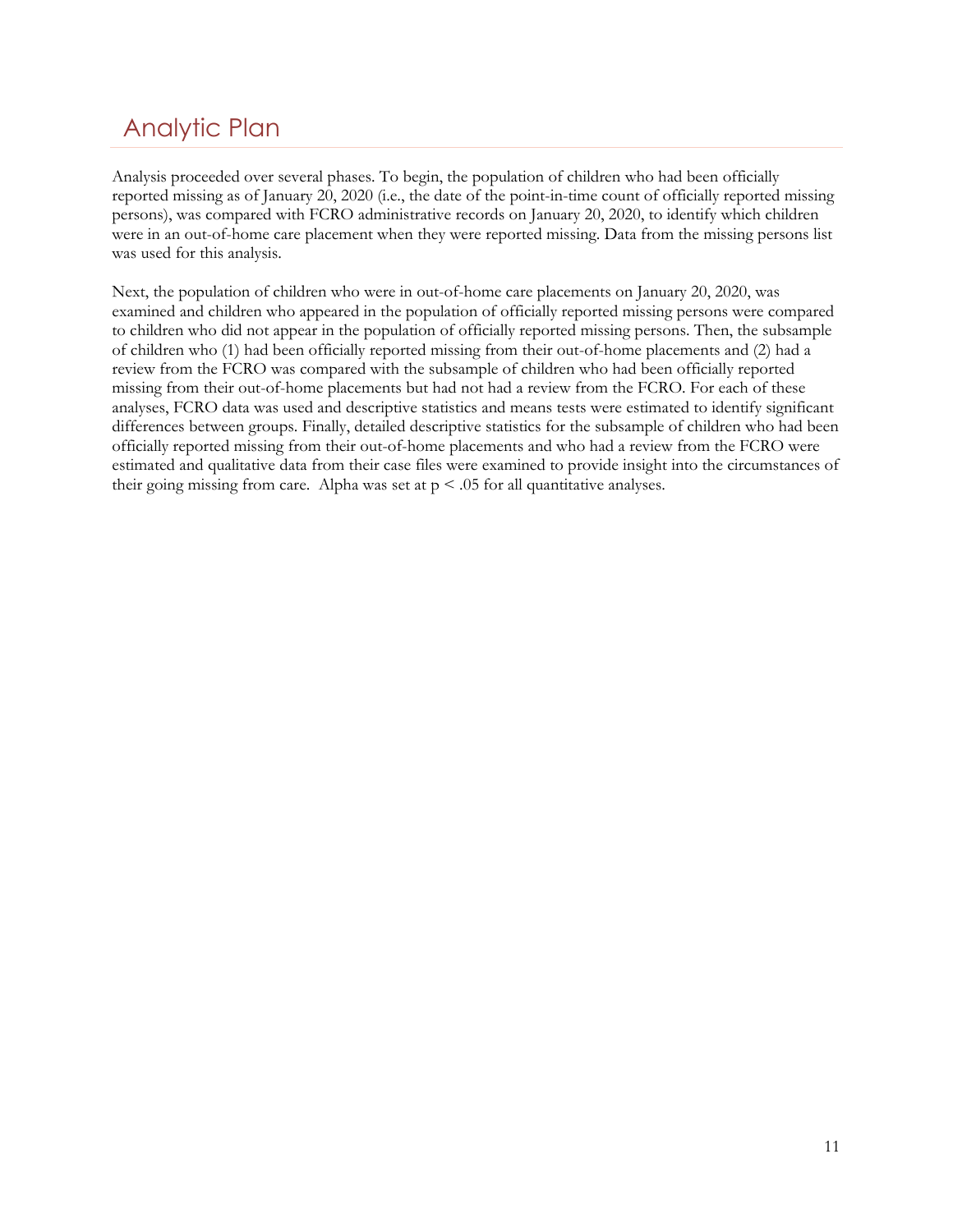## Analytic Plan

Analysis proceeded over several phases. To begin, the population of children who had been officially reported missing as of January 20, 2020 (i.e., the date of the point-in-time count of officially reported missing persons), was compared with FCRO administrative records on January 20, 2020, to identify which children were in an out-of-home care placement when they were reported missing. Data from the missing persons list was used for this analysis.

Next, the population of children who were in out-of-home care placements on January 20, 2020, was examined and children who appeared in the population of officially reported missing persons were compared to children who did not appear in the population of officially reported missing persons. Then, the subsample of children who (1) had been officially reported missing from their out-of-home placements and (2) had a review from the FCRO was compared with the subsample of children who had been officially reported missing from their out-of-home placements but had not had a review from the FCRO. For each of these analyses, FCRO data was used and descriptive statistics and means tests were estimated to identify significant differences between groups. Finally, detailed descriptive statistics for the subsample of children who had been officially reported missing from their out-of-home placements and who had a review from the FCRO were estimated and qualitative data from their case files were examined to provide insight into the circumstances of their going missing from care. Alpha was set at $p < .05$ for all quantitative analyses.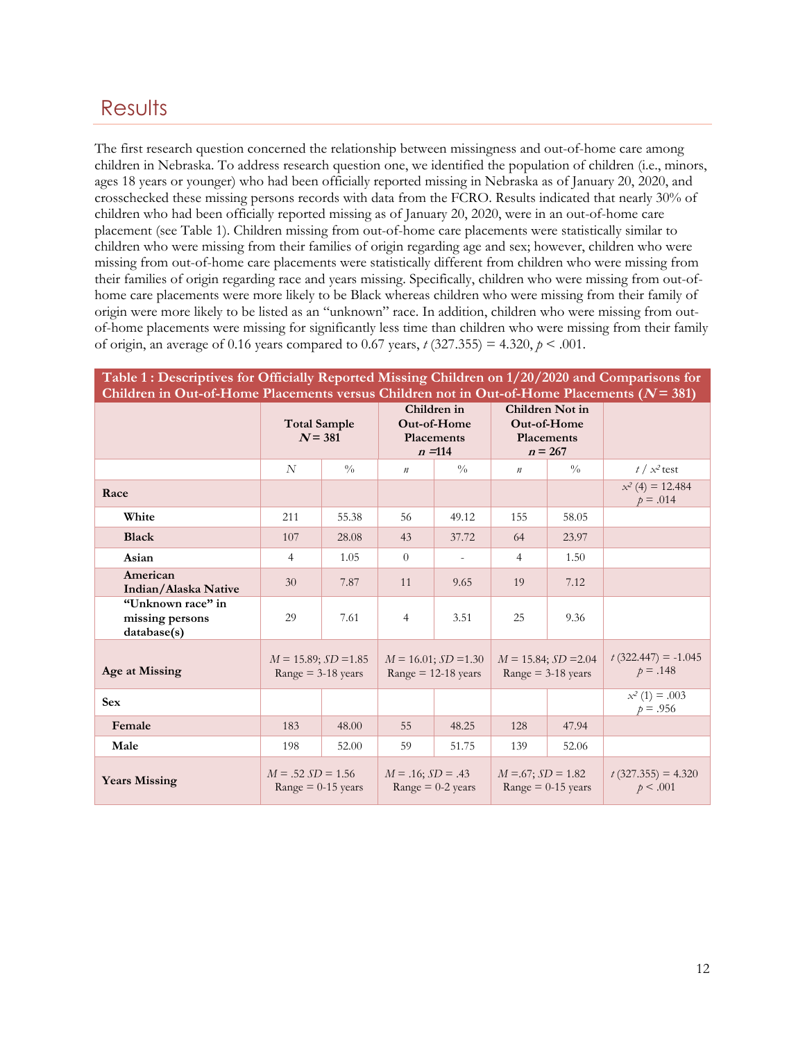## Results

The first research question concerned the relationship between missingness and out-of-home care among children in Nebraska. To address research question one, we identified the population of children (i.e., minors, ages 18 years or younger) who had been officially reported missing in Nebraska as of January 20, 2020, and crosschecked these missing persons records with data from the FCRO. Results indicated that nearly 30% of children who had been officially reported missing as of January 20, 2020, were in an out-of-home care placement (see Table 1). Children missing from out-of-home care placements were statistically similar to children who were missing from their families of origin regarding age and sex; however, children who were missing from out-of-home care placements were statistically different from children who were missing from their families of origin regarding race and years missing. Specifically, children who were missing from out-of-home care placements were more likely to be Black whereas children who were missing from their family of origin were more likely to be listed as an "unknown" race. In addition, children who were missing from out-of-home placements were missing for significantly less time than children who were missing from their family of origin, an average of 0.16 years compared to 0.67 years, $t$ (327.355) = 4.320, $p < .001$.

**Table 1 : Descriptives for Officially Reported Missing Children on 1/20/2020 and Comparisons for Children in Out-of-Home Placements versus Children not in Out-of-Home Placements ($N$ = 381)**

| | Total Sample $N$ = 381 | | Children in Out-of-Home Placements $n$ =114 | | Children Not in Out-of-Home Placements $n$ = 267 | | |
|---|---|---|---|---|---|---|---|
| | $N$ | % | $n$ | % | $n$ | % | $t$ / $x^2$ test |
| **Race** | | | | | | | $x^2$ (4) = 12.484 $p$ = .014 |
| **White** | 211 | 55.38 | 56 | 49.12 | 155 | 58.05 | |
| **Black** | 107 | 28.08 | 43 | 37.72 | 64 | 23.97 | |
| **Asian** | 4 | 1.05 | 0 | - | 4 | 1.50 | |
| **American Indian/Alaska Native** | 30 | 7.87 | 11 | 9.65 | 19 | 7.12 | |
| **"Unknown race" in missing persons database(s)** | 29 | 7.61 | 4 | 3.51 | 25 | 9.36 | |
| **Age at Missing** | $M$ = 15.89; $SD$ =1.85 Range = 3-18 years | | $M$ = 16.01; $SD$ =1.30 Range = 12-18 years | | $M$ = 15.84; $SD$ =2.04 Range = 3-18 years | | $t$ (322.447) = -1.045 $p$ = .148 |
| **Sex** | | | | | | | $x^2$ (1) = .003 $p$ = .956 |
| **Female** | 183 | 48.00 | 55 | 48.25 | 128 | 47.94 | |
| **Male** | 198 | 52.00 | 59 | 51.75 | 139 | 52.06 | |
| **Years Missing** | $M$ = .52 $SD$ = 1.56 Range = 0-15 years | | $M$ = .16; $SD$ = .43 Range = 0-2 years | | $M$ =.67; $SD$ = 1.82 Range = 0-15 years | | $t$ (327.355) = 4.320 $p$ < .001 |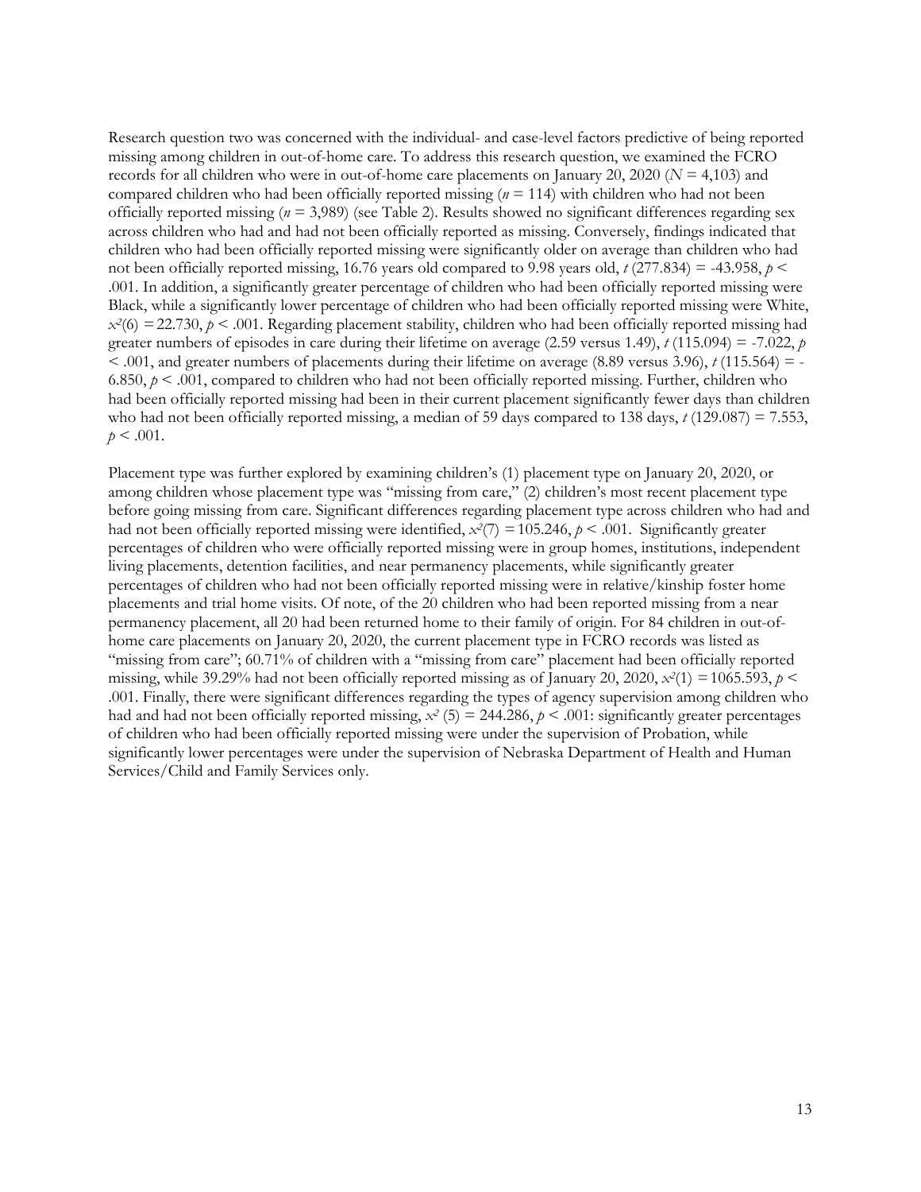Research question two was concerned with the individual- and case-level factors predictive of being reported missing among children in out-of-home care. To address this research question, we examined the FCRO records for all children who were in out-of-home care placements on January 20, 2020 ($N$ = 4,103) and compared children who had been officially reported missing ($n$ = 114) with children who had not been officially reported missing ($n$ = 3,989) (see Table 2). Results showed no significant differences regarding sex across children who had and had not been officially reported as missing. Conversely, findings indicated that children who had been officially reported missing were significantly older on average than children who had not been officially reported missing, 16.76 years old compared to 9.98 years old, $t$ (277.834) = -43.958, $p$ < .001. In addition, a significantly greater percentage of children who had been officially reported missing were Black, while a significantly lower percentage of children who had been officially reported missing were White, $x^2(6)$ = 22.730, $p$ < .001. Regarding placement stability, children who had been officially reported missing had greater numbers of episodes in care during their lifetime on average (2.59 versus 1.49), $t$ (115.094) = -7.022, $p$ < .001, and greater numbers of placements during their lifetime on average (8.89 versus 3.96), $t$ (115.564) = -6.850, $p$ < .001, compared to children who had not been officially reported missing. Further, children who had been officially reported missing had been in their current placement significantly fewer days than children who had not been officially reported missing, a median of 59 days compared to 138 days, $t$ (129.087) = 7.553, $p$ < .001.

Placement type was further explored by examining children's (1) placement type on January 20, 2020, or among children whose placement type was "missing from care," (2) children's most recent placement type before going missing from care. Significant differences regarding placement type across children who had and had not been officially reported missing were identified, $x^2(7)$ = 105.246, $p$ < .001. Significantly greater percentages of children who were officially reported missing were in group homes, institutions, independent living placements, detention facilities, and near permanency placements, while significantly greater percentages of children who had not been officially reported missing were in relative/kinship foster home placements and trial home visits. Of note, of the 20 children who had been reported missing from a near permanency placement, all 20 had been returned home to their family of origin. For 84 children in out-of-home care placements on January 20, 2020, the current placement type in FCRO records was listed as "missing from care"; 60.71% of children with a "missing from care" placement had been officially reported missing, while 39.29% had not been officially reported missing as of January 20, 2020, $x^2(1)$ = 1065.593, $p$ < .001. Finally, there were significant differences regarding the types of agency supervision among children who had and had not been officially reported missing, $x^2$ (5) = 244.286, $p$ < .001: significantly greater percentages of children who had been officially reported missing were under the supervision of Probation, while significantly lower percentages were under the supervision of Nebraska Department of Health and Human Services/Child and Family Services only.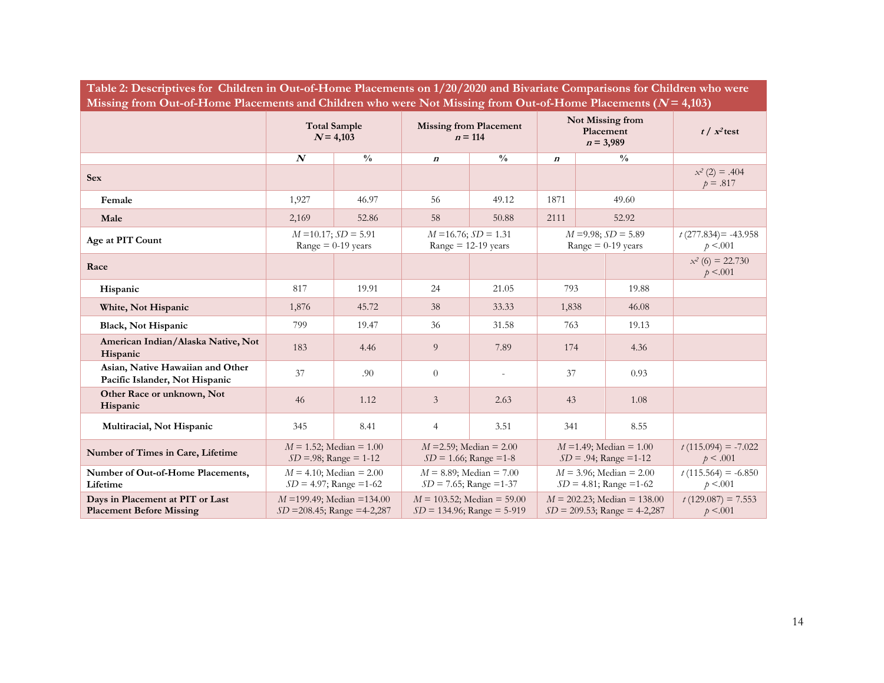**Table 2: Descriptives for Children in Out-of-Home Placements on 1/20/2020 and Bivariate Comparisons for Children who were Missing from Out-of-Home Placements and Children who were Not Missing from Out-of-Home Placements ($N$ = 4,103)**

| | Total Sample $N$ = 4,103 | | Missing from Placement $n$ = 114 | | Not Missing from Placement $n$ = 3,989 | | $t$ / $x^2$ test |
|---|---|---|---|---|---|---|---|
| | ***N*** | **%** | ***n*** | **%** | ***n*** | **%** | |
| **Sex** | | | | | | | $x^2$ (2) = .404 $p$ = .817 |
| **Female** | 1,927 | 46.97 | 56 | 49.12 | 1871 | 49.60 | |
| **Male** | 2,169 | 52.86 | 58 | 50.88 | 2111 | 52.92 | |
| **Age at PIT Count** | $M$ =10.17; $SD$ = 5.91 Range = 0-19 years | | $M$ =16.76; $SD$ = 1.31 Range = 12-19 years | | $M$ =9.98; $SD$ = 5.89 Range = 0-19 years | | $t$ (277.834)= -43.958 $p$ <.001 |
| **Race** | | | | | | | $x^2$ (6) = 22.730 $p$ <.001 |
| **Hispanic** | 817 | 19.91 | 24 | 21.05 | 793 | 19.88 | |
| **White, Not Hispanic** | 1,876 | 45.72 | 38 | 33.33 | 1,838 | 46.08 | |
| **Black, Not Hispanic** | 799 | 19.47 | 36 | 31.58 | 763 | 19.13 | |
| **American Indian/Alaska Native, Not Hispanic** | 183 | 4.46 | 9 | 7.89 | 174 | 4.36 | |
| **Asian, Native Hawaiian and Other Pacific Islander, Not Hispanic** | 37 | .90 | 0 | - | 37 | 0.93 | |
| **Other Race or unknown, Not Hispanic** | 46 | 1.12 | 3 | 2.63 | 43 | 1.08 | |
| **Multiracial, Not Hispanic** | 345 | 8.41 | 4 | 3.51 | 341 | 8.55 | |
| **Number of Times in Care, Lifetime** | $M$ = 1.52; Median = 1.00 $SD$ =.98; Range = 1-12 | | $M$ =2.59; Median = 2.00 $SD$ = 1.66; Range =1-8 | | $M$ =1.49; Median = 1.00 $SD$ = .94; Range =1-12 | | $t$ (115.094) = -7.022 $p$ < .001 |
| **Number of Out-of-Home Placements, Lifetime** | $M$ = 4.10; Median = 2.00 $SD$ = 4.97; Range =1-62 | | $M$ = 8.89; Median = 7.00 $SD$ = 7.65; Range =1-37 | | $M$ = 3.96; Median = 2.00 $SD$ = 4.81; Range =1-62 | | $t$ (115.564) = -6.850 $p$ <.001 |
| **Days in Placement at PIT or Last Placement Before Missing** | $M$ =199.49; Median =134.00 $SD$ =208.45; Range =4-2,287 | | $M$ = 103.52; Median = 59.00 $SD$ = 134.96; Range = 5-919 | | $M$ = 202.23; Median = 138.00 $SD$ = 209.53; Range = 4-2,287 | | $t$ (129.087) = 7.553 $p$ <.001 |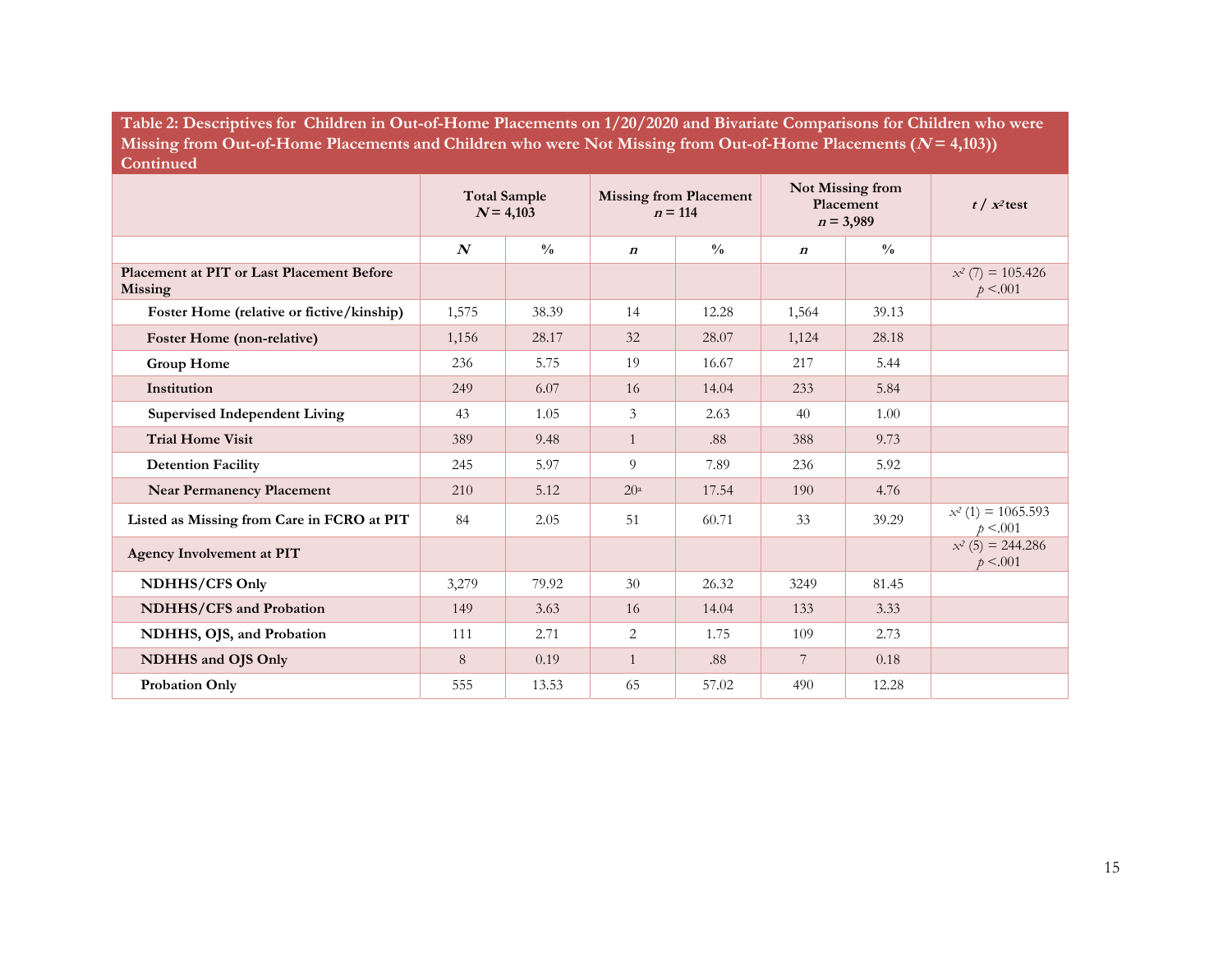**Table 2: Descriptives for Children in Out-of-Home Placements on 1/20/2020 and Bivariate Comparisons for Children who were Missing from Out-of-Home Placements and Children who were Not Missing from Out-of-Home Placements ($N$ = 4,103)) Continued**

| | Total Sample $N$ = 4,103 | | Missing from Placement $n$ = 114 | | Not Missing from Placement $n$ = 3,989 | | $t$ / $x^2$ test |
|---|---|---|---|---|---|---|---|
| | ***N*** | **%** | ***n*** | **%** | ***n*** | **%** | |
| **Placement at PIT or Last Placement Before Missing** | | | | | | | $x^2$ (7) = 105.426 $p$ <.001 |
| **Foster Home (relative or fictive/kinship)** | 1,575 | 38.39 | 14 | 12.28 | 1,564 | 39.13 | |
| **Foster Home (non-relative)** | 1,156 | 28.17 | 32 | 28.07 | 1,124 | 28.18 | |
| **Group Home** | 236 | 5.75 | 19 | 16.67 | 217 | 5.44 | |
| **Institution** | 249 | 6.07 | 16 | 14.04 | 233 | 5.84 | |
| **Supervised Independent Living** | 43 | 1.05 | 3 | 2.63 | 40 | 1.00 | |
| **Trial Home Visit** | 389 | 9.48 | 1 | .88 | 388 | 9.73 | |
| **Detention Facility** | 245 | 5.97 | 9 | 7.89 | 236 | 5.92 | |
| **Near Permanency Placement** | 210 | 5.12 | 20[a] | 17.54 | 190 | 4.76 | |
| **Listed as Missing from Care in FCRO at PIT** | 84 | 2.05 | 51 | 60.71 | 33 | 39.29 | $x^2$ (1) = 1065.593 $p$ <.001 |
| **Agency Involvement at PIT** | | | | | | | $x^2$ (5) = 244.286 $p$ <.001 |
| **NDHHS/CFS Only** | 3,279 | 79.92 | 30 | 26.32 | 3249 | 81.45 | |
| **NDHHS/CFS and Probation** | 149 | 3.63 | 16 | 14.04 | 133 | 3.33 | |
| **NDHHS, OJS, and Probation** | 111 | 2.71 | 2 | 1.75 | 109 | 2.73 | |
| **NDHHS and OJS Only** | 8 | 0.19 | 1 | .88 | 7 | 0.18 | |
| **Probation Only** | 555 | 13.53 | 65 | 57.02 | 490 | 12.28 | |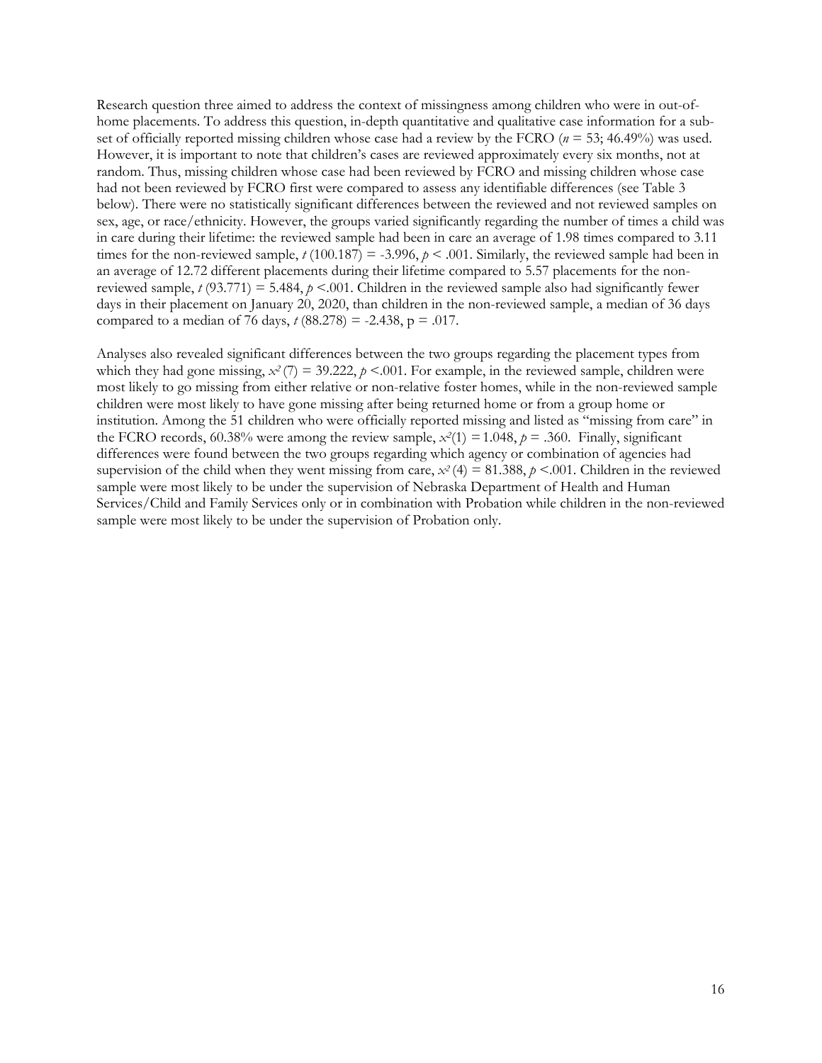Research question three aimed to address the context of missingness among children who were in out-of-home placements. To address this question, in-depth quantitative and qualitative case information for a sub-set of officially reported missing children whose case had a review by the FCRO ($n = 53$; 46.49%) was used. However, it is important to note that children's cases are reviewed approximately every six months, not at random. Thus, missing children whose case had been reviewed by FCRO and missing children whose case had not been reviewed by FCRO first were compared to assess any identifiable differences (see Table 3 below). There were no statistically significant differences between the reviewed and not reviewed samples on sex, age, or race/ethnicity. However, the groups varied significantly regarding the number of times a child was in care during their lifetime: the reviewed sample had been in care an average of 1.98 times compared to 3.11 times for the non-reviewed sample, $t\,(100.187) = -3.996$, $p < .001$. Similarly, the reviewed sample had been in an average of 12.72 different placements during their lifetime compared to 5.57 placements for the non-reviewed sample, $t\,(93.771) = 5.484$, $p < .001$. Children in the reviewed sample also had significantly fewer days in their placement on January 20, 2020, than children in the non-reviewed sample, a median of 36 days compared to a median of 76 days, $t\,(88.278) = -2.438$, $p = .017$.

Analyses also revealed significant differences between the two groups regarding the placement types from which they had gone missing, $x^2\,(7) = 39.222$, $p < .001$. For example, in the reviewed sample, children were most likely to go missing from either relative or non-relative foster homes, while in the non-reviewed sample children were most likely to have gone missing after being returned home or from a group home or institution. Among the 51 children who were officially reported missing and listed as "missing from care" in the FCRO records, 60.38% were among the review sample, $x^2(1) = 1.048$, $p = .360$. Finally, significant differences were found between the two groups regarding which agency or combination of agencies had supervision of the child when they went missing from care, $x^2\,(4) = 81.388$, $p < .001$. Children in the reviewed sample were most likely to be under the supervision of Nebraska Department of Health and Human Services/Child and Family Services only or in combination with Probation while children in the non-reviewed sample were most likely to be under the supervision of Probation only.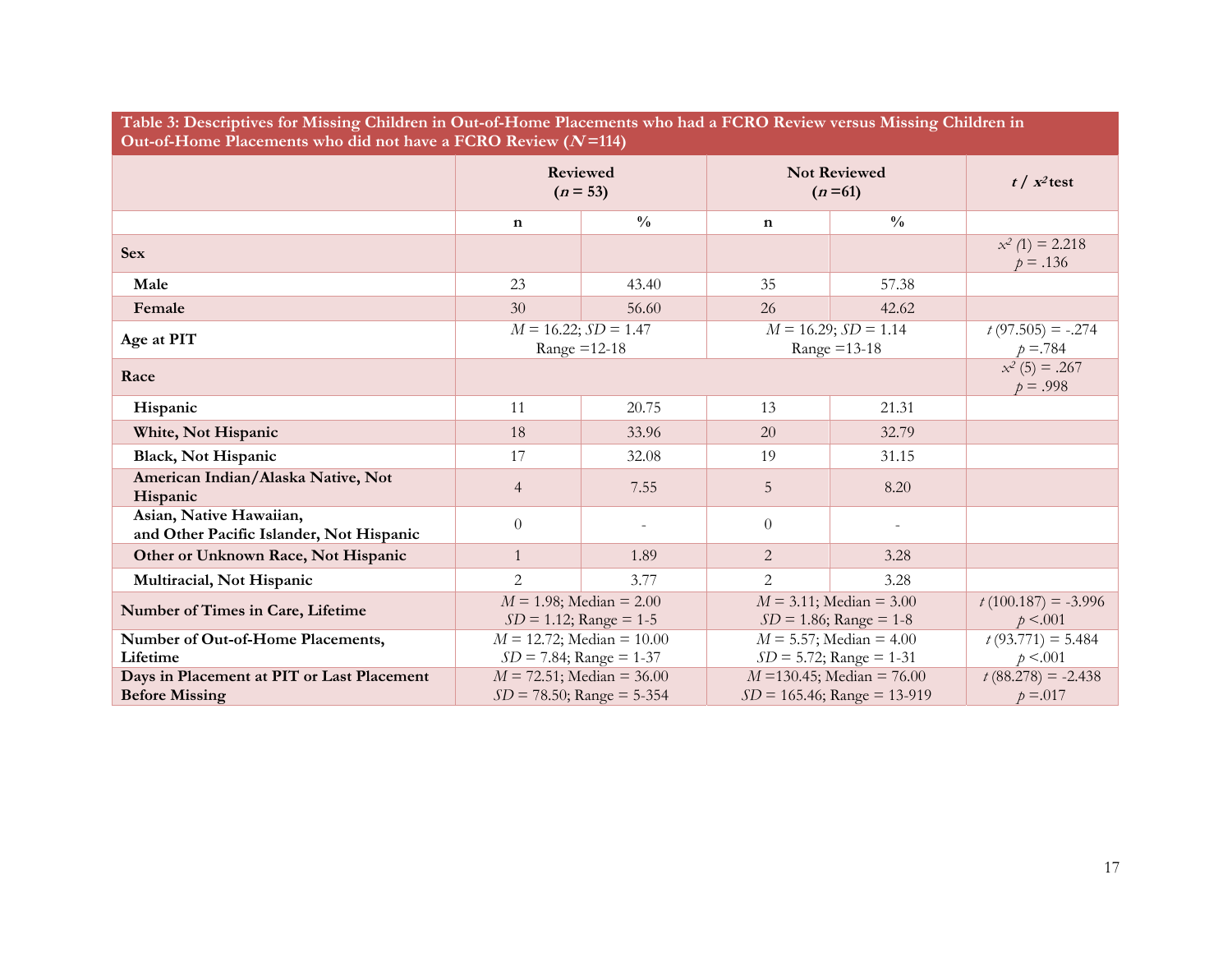**Table 3: Descriptives for Missing Children in Out-of-Home Placements who had a FCRO Review versus Missing Children in Out-of-Home Placements who did not have a FCRO Review ($N$ =114)**

| | Reviewed ($n$ = 53) | | Not Reviewed ($n$ =61) | | $t$ / $x^2$ test |
|---|---|---|---|---|---|
| | n | % | n | % | |
| **Sex** | | | | | $x^2$ (1) = 2.218 $p$ = .136 |
| **Male** | 23 | 43.40 | 35 | 57.38 | |
| **Female** | 30 | 56.60 | 26 | 42.62 | |
| **Age at PIT** | $M$ = 16.22; $SD$ = 1.47 Range =12-18 | | $M$ = 16.29; $SD$ = 1.14 Range =13-18 | | $t$ (97.505) = -.274 $p$ =.784 |
| **Race** | | | | | $x^2$ (5) = .267 $p$ = .998 |
| **Hispanic** | 11 | 20.75 | 13 | 21.31 | |
| **White, Not Hispanic** | 18 | 33.96 | 20 | 32.79 | |
| **Black, Not Hispanic** | 17 | 32.08 | 19 | 31.15 | |
| **American Indian/Alaska Native, Not Hispanic** | 4 | 7.55 | 5 | 8.20 | |
| **Asian, Native Hawaiian, and Other Pacific Islander, Not Hispanic** | 0 | - | 0 | - | |
| **Other or Unknown Race, Not Hispanic** | 1 | 1.89 | 2 | 3.28 | |
| **Multiracial, Not Hispanic** | 2 | 3.77 | 2 | 3.28 | |
| **Number of Times in Care, Lifetime** | $M$ = 1.98; Median = 2.00 $SD$ = 1.12; Range = 1-5 | | $M$ = 3.11; Median = 3.00 $SD$ = 1.86; Range = 1-8 | | $t$ (100.187) = -3.996 $p$ <.001 |
| **Number of Out-of-Home Placements, Lifetime** | $M$ = 12.72; Median = 10.00 $SD$ = 7.84; Range = 1-37 | | $M$ = 5.57; Median = 4.00 $SD$ = 5.72; Range = 1-31 | | $t$ (93.771) = 5.484 $p$ <.001 |
| **Days in Placement at PIT or Last Placement Before Missing** | $M$ = 72.51; Median = 36.00 $SD$ = 78.50; Range = 5-354 | | $M$ =130.45; Median = 76.00 $SD$ = 165.46; Range = 13-919 | | $t$ (88.278) = -2.438 $p$ =.017 |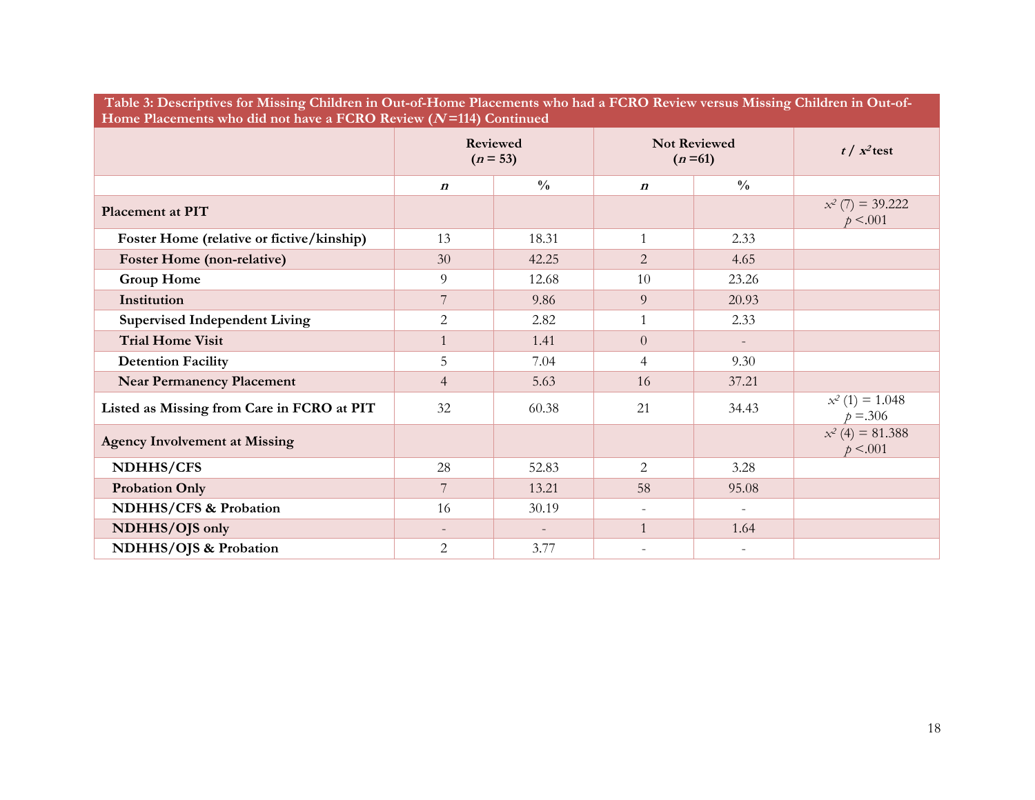**Table 3: Descriptives for Missing Children in Out-of-Home Placements who had a FCRO Review versus Missing Children in Out-of-Home Placements who did not have a FCRO Review (*N* =114) Continued**

| | Reviewed (*n* = 53) | | Not Reviewed (*n* =61) | | *t* / $x^2$ test |
|---|---|---|---|---|---|
| | ***n*** | **%** | ***n*** | **%** | |
| **Placement at PIT** | | | | | $x^2$ (7) = 39.222 $p$ <.001 |
| **Foster Home (relative or fictive/kinship)** | 13 | 18.31 | 1 | 2.33 | |
| **Foster Home (non-relative)** | 30 | 42.25 | 2 | 4.65 | |
| **Group Home** | 9 | 12.68 | 10 | 23.26 | |
| **Institution** | 7 | 9.86 | 9 | 20.93 | |
| **Supervised Independent Living** | 2 | 2.82 | 1 | 2.33 | |
| **Trial Home Visit** | 1 | 1.41 | 0 | - | |
| **Detention Facility** | 5 | 7.04 | 4 | 9.30 | |
| **Near Permanency Placement** | 4 | 5.63 | 16 | 37.21 | |
| **Listed as Missing from Care in FCRO at PIT** | 32 | 60.38 | 21 | 34.43 | $x^2$ (1) = 1.048 $p$ =.306 |
| **Agency Involvement at Missing** | | | | | $x^2$ (4) = 81.388 $p$ <.001 |
| **NDHHS/CFS** | 28 | 52.83 | 2 | 3.28 | |
| **Probation Only** | 7 | 13.21 | 58 | 95.08 | |
| **NDHHS/CFS & Probation** | 16 | 30.19 | - | - | |
| **NDHHS/OJS only** | - | - | 1 | 1.64 | |
| **NDHHS/OJS & Probation** | 2 | 3.77 | - | - | |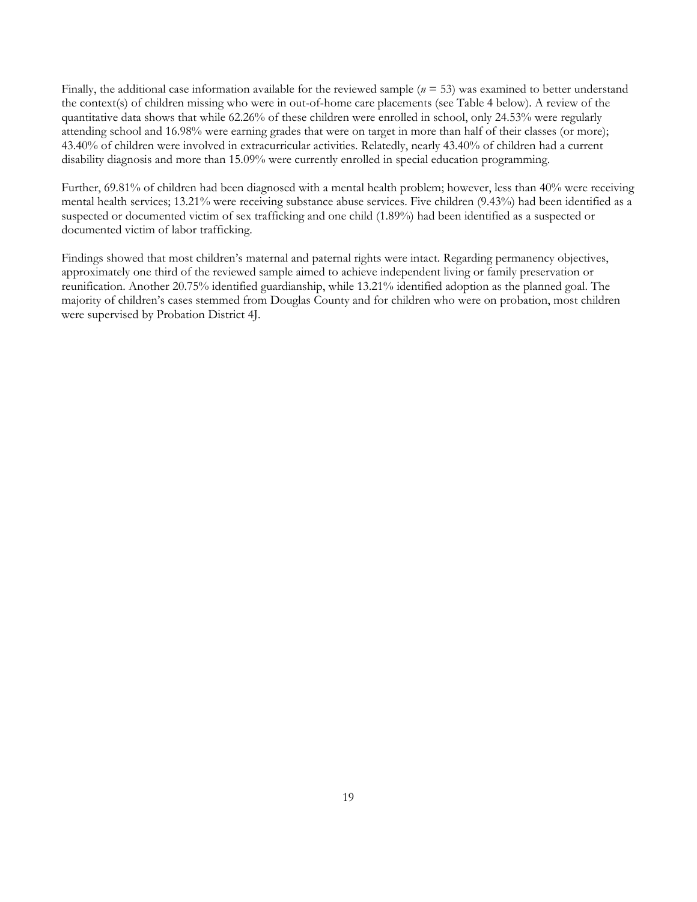Finally, the additional case information available for the reviewed sample ($n$ = 53) was examined to better understand the context(s) of children missing who were in out-of-home care placements (see Table 4 below). A review of the quantitative data shows that while 62.26% of these children were enrolled in school, only 24.53% were regularly attending school and 16.98% were earning grades that were on target in more than half of their classes (or more); 43.40% of children were involved in extracurricular activities. Relatedly, nearly 43.40% of children had a current disability diagnosis and more than 15.09% were currently enrolled in special education programming.

Further, 69.81% of children had been diagnosed with a mental health problem; however, less than 40% were receiving mental health services; 13.21% were receiving substance abuse services. Five children (9.43%) had been identified as a suspected or documented victim of sex trafficking and one child (1.89%) had been identified as a suspected or documented victim of labor trafficking.

Findings showed that most children's maternal and paternal rights were intact. Regarding permanency objectives, approximately one third of the reviewed sample aimed to achieve independent living or family preservation or reunification. Another 20.75% identified guardianship, while 13.21% identified adoption as the planned goal. The majority of children's cases stemmed from Douglas County and for children who were on probation, most children were supervised by Probation District 4J.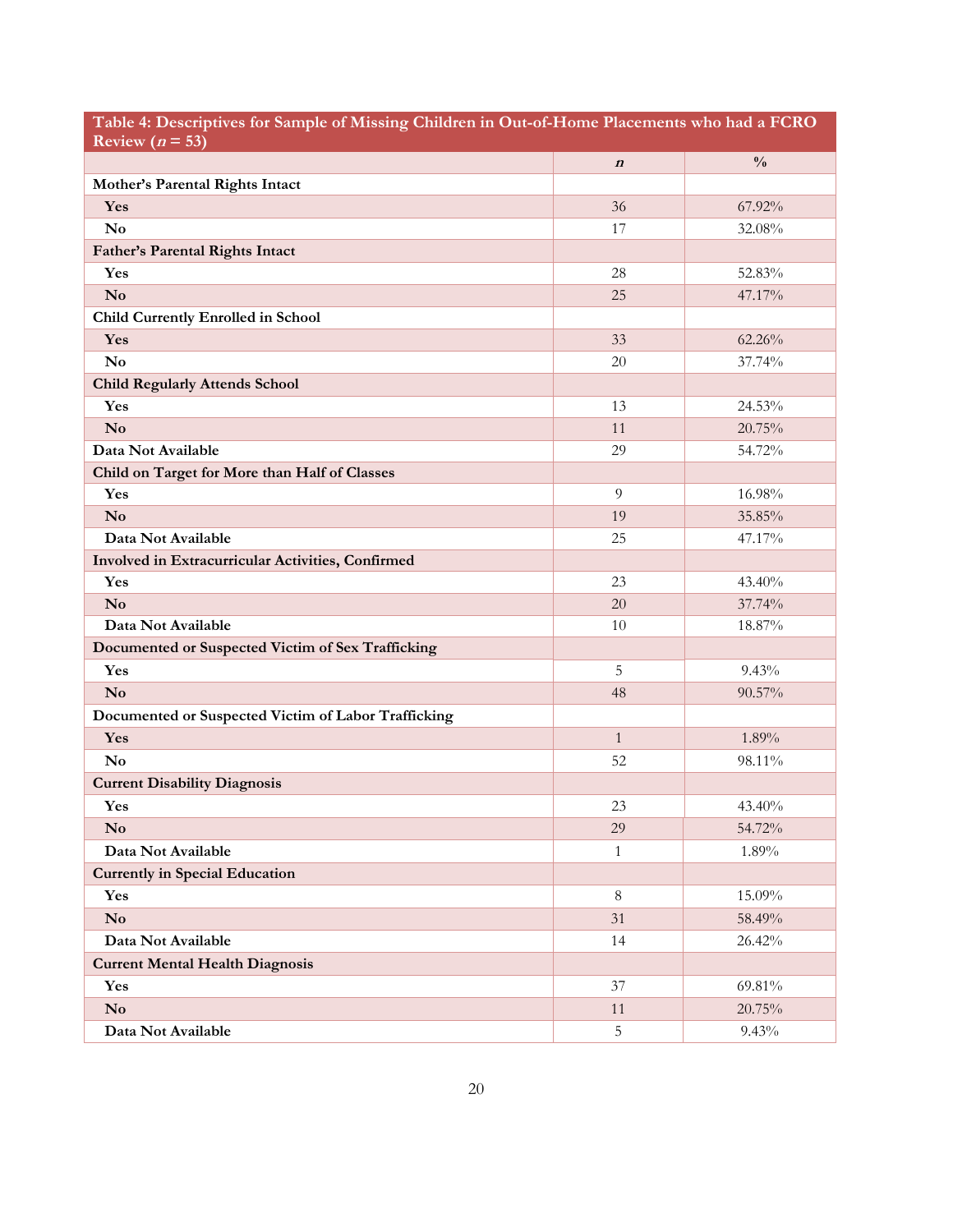| Table 4: Descriptives for Sample of Missing Children in Out-of-Home Placements who had a FCRO Review ($n$ = 53) | | |
|---|---|---|
| | ***n*** | **%** |
| **Mother's Parental Rights Intact** | | |
| **Yes** | 36 | 67.92% |
| **No** | 17 | 32.08% |
| **Father's Parental Rights Intact** | | |
| **Yes** | 28 | 52.83% |
| **No** | 25 | 47.17% |
| **Child Currently Enrolled in School** | | |
| **Yes** | 33 | 62.26% |
| **No** | 20 | 37.74% |
| **Child Regularly Attends School** | | |
| **Yes** | 13 | 24.53% |
| **No** | 11 | 20.75% |
| **Data Not Available** | 29 | 54.72% |
| **Child on Target for More than Half of Classes** | | |
| **Yes** | 9 | 16.98% |
| **No** | 19 | 35.85% |
| **Data Not Available** | 25 | 47.17% |
| **Involved in Extracurricular Activities, Confirmed** | | |
| **Yes** | 23 | 43.40% |
| **No** | 20 | 37.74% |
| **Data Not Available** | 10 | 18.87% |
| **Documented or Suspected Victim of Sex Trafficking** | | |
| **Yes** | 5 | 9.43% |
| **No** | 48 | 90.57% |
| **Documented or Suspected Victim of Labor Trafficking** | | |
| **Yes** | 1 | 1.89% |
| **No** | 52 | 98.11% |
| **Current Disability Diagnosis** | | |
| **Yes** | 23 | 43.40% |
| **No** | 29 | 54.72% |
| **Data Not Available** | 1 | 1.89% |
| **Currently in Special Education** | | |
| **Yes** | 8 | 15.09% |
| **No** | 31 | 58.49% |
| **Data Not Available** | 14 | 26.42% |
| **Current Mental Health Diagnosis** | | |
| **Yes** | 37 | 69.81% |
| **No** | 11 | 20.75% |
| **Data Not Available** | 5 | 9.43% |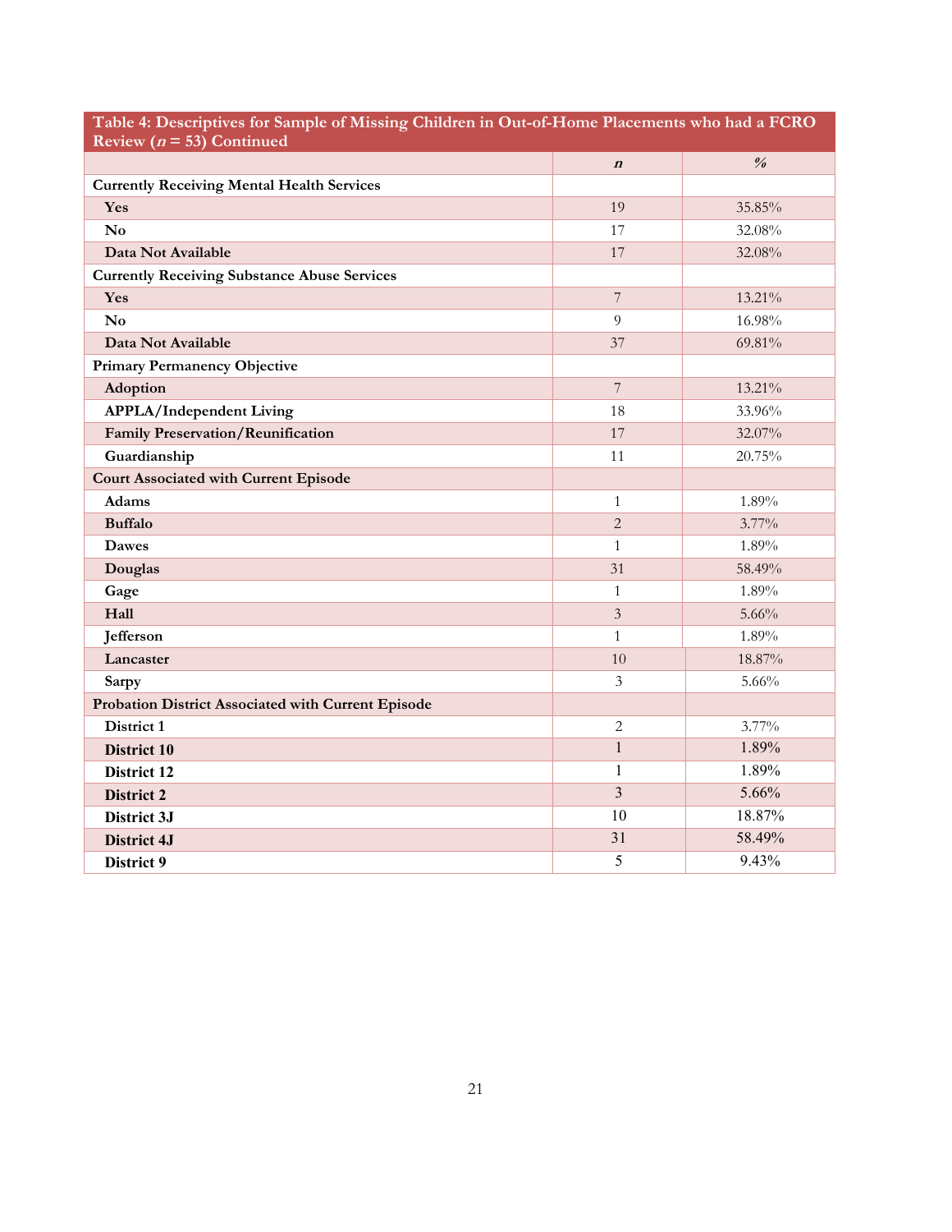| Table 4: Descriptives for Sample of Missing Children in Out-of-Home Placements who had a FCRO Review ($n$ = 53) Continued | | |
|---|---|---|
| | ***n*** | ***%*** |
| **Currently Receiving Mental Health Services** | | |
| **Yes** | 19 | 35.85% |
| **No** | 17 | 32.08% |
| **Data Not Available** | 17 | 32.08% |
| **Currently Receiving Substance Abuse Services** | | |
| **Yes** | 7 | 13.21% |
| **No** | 9 | 16.98% |
| **Data Not Available** | 37 | 69.81% |
| **Primary Permanency Objective** | | |
| **Adoption** | 7 | 13.21% |
| **APPLA/Independent Living** | 18 | 33.96% |
| **Family Preservation/Reunification** | 17 | 32.07% |
| **Guardianship** | 11 | 20.75% |
| **Court Associated with Current Episode** | | |
| **Adams** | 1 | 1.89% |
| **Buffalo** | 2 | 3.77% |
| **Dawes** | 1 | 1.89% |
| **Douglas** | 31 | 58.49% |
| **Gage** | 1 | 1.89% |
| **Hall** | 3 | 5.66% |
| **Jefferson** | 1 | 1.89% |
| **Lancaster** | 10 | 18.87% |
| **Sarpy** | 3 | 5.66% |
| **Probation District Associated with Current Episode** | | |
| **District 1** | 2 | 3.77% |
| **District 10** | 1 | 1.89% |
| **District 12** | 1 | 1.89% |
| **District 2** | 3 | 5.66% |
| **District 3J** | 10 | 18.87% |
| **District 4J** | 31 | 58.49% |
| **District 9** | 5 | 9.43% |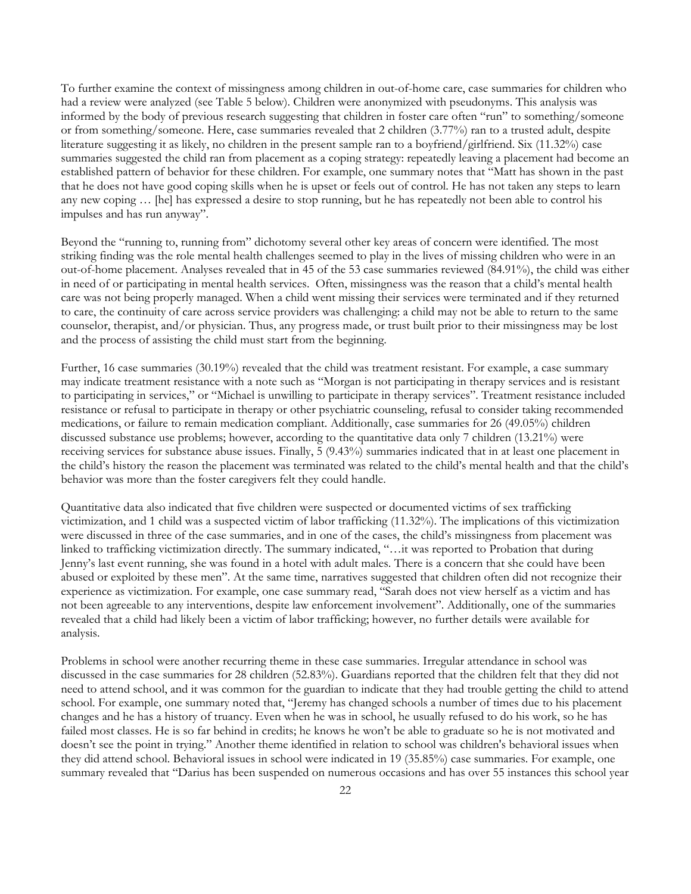To further examine the context of missingness among children in out-of-home care, case summaries for children who had a review were analyzed (see Table 5 below). Children were anonymized with pseudonyms. This analysis was informed by the body of previous research suggesting that children in foster care often "run" to something/someone or from something/someone. Here, case summaries revealed that 2 children (3.77%) ran to a trusted adult, despite literature suggesting it as likely, no children in the present sample ran to a boyfriend/girlfriend. Six (11.32%) case summaries suggested the child ran from placement as a coping strategy: repeatedly leaving a placement had become an established pattern of behavior for these children. For example, one summary notes that "Matt has shown in the past that he does not have good coping skills when he is upset or feels out of control. He has not taken any steps to learn any new coping … [he] has expressed a desire to stop running, but he has repeatedly not been able to control his impulses and has run anyway".

Beyond the "running to, running from" dichotomy several other key areas of concern were identified. The most striking finding was the role mental health challenges seemed to play in the lives of missing children who were in an out-of-home placement. Analyses revealed that in 45 of the 53 case summaries reviewed (84.91%), the child was either in need of or participating in mental health services. Often, missingness was the reason that a child's mental health care was not being properly managed. When a child went missing their services were terminated and if they returned to care, the continuity of care across service providers was challenging: a child may not be able to return to the same counselor, therapist, and/or physician. Thus, any progress made, or trust built prior to their missingness may be lost and the process of assisting the child must start from the beginning.

Further, 16 case summaries (30.19%) revealed that the child was treatment resistant. For example, a case summary may indicate treatment resistance with a note such as "Morgan is not participating in therapy services and is resistant to participating in services," or "Michael is unwilling to participate in therapy services". Treatment resistance included resistance or refusal to participate in therapy or other psychiatric counseling, refusal to consider taking recommended medications, or failure to remain medication compliant. Additionally, case summaries for 26 (49.05%) children discussed substance use problems; however, according to the quantitative data only 7 children (13.21%) were receiving services for substance abuse issues. Finally, 5 (9.43%) summaries indicated that in at least one placement in the child's history the reason the placement was terminated was related to the child's mental health and that the child's behavior was more than the foster caregivers felt they could handle.

Quantitative data also indicated that five children were suspected or documented victims of sex trafficking victimization, and 1 child was a suspected victim of labor trafficking (11.32%). The implications of this victimization were discussed in three of the case summaries, and in one of the cases, the child's missingness from placement was linked to trafficking victimization directly. The summary indicated, "…it was reported to Probation that during Jenny's last event running, she was found in a hotel with adult males. There is a concern that she could have been abused or exploited by these men". At the same time, narratives suggested that children often did not recognize their experience as victimization. For example, one case summary read, "Sarah does not view herself as a victim and has not been agreeable to any interventions, despite law enforcement involvement". Additionally, one of the summaries revealed that a child had likely been a victim of labor trafficking; however, no further details were available for analysis.

Problems in school were another recurring theme in these case summaries. Irregular attendance in school was discussed in the case summaries for 28 children (52.83%). Guardians reported that the children felt that they did not need to attend school, and it was common for the guardian to indicate that they had trouble getting the child to attend school. For example, one summary noted that, "Jeremy has changed schools a number of times due to his placement changes and he has a history of truancy. Even when he was in school, he usually refused to do his work, so he has failed most classes. He is so far behind in credits; he knows he won't be able to graduate so he is not motivated and doesn't see the point in trying." Another theme identified in relation to school was children's behavioral issues when they did attend school. Behavioral issues in school were indicated in 19 (35.85%) case summaries. For example, one summary revealed that "Darius has been suspended on numerous occasions and has over 55 instances this school year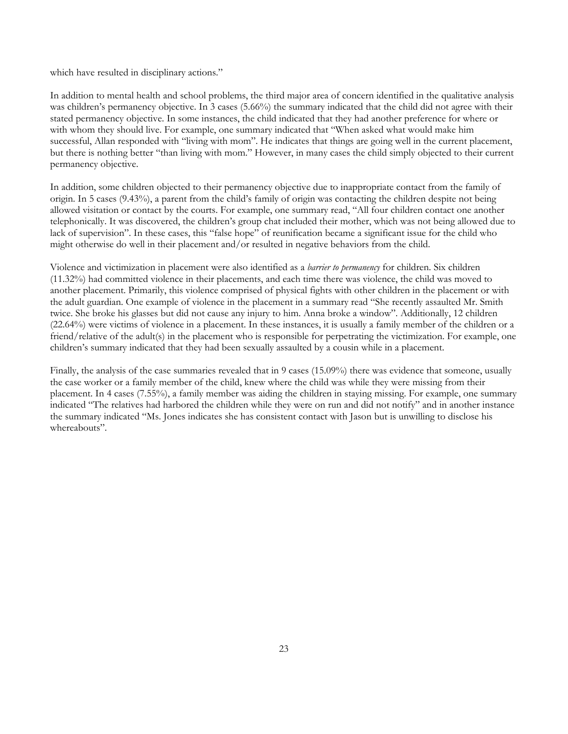which have resulted in disciplinary actions."

In addition to mental health and school problems, the third major area of concern identified in the qualitative analysis was children's permanency objective. In 3 cases (5.66%) the summary indicated that the child did not agree with their stated permanency objective. In some instances, the child indicated that they had another preference for where or with whom they should live. For example, one summary indicated that "When asked what would make him successful, Allan responded with "living with mom". He indicates that things are going well in the current placement, but there is nothing better "than living with mom." However, in many cases the child simply objected to their current permanency objective.

In addition, some children objected to their permanency objective due to inappropriate contact from the family of origin. In 5 cases (9.43%), a parent from the child's family of origin was contacting the children despite not being allowed visitation or contact by the courts. For example, one summary read, "All four children contact one another telephonically. It was discovered, the children's group chat included their mother, which was not being allowed due to lack of supervision". In these cases, this "false hope" of reunification became a significant issue for the child who might otherwise do well in their placement and/or resulted in negative behaviors from the child.

Violence and victimization in placement were also identified as a *barrier to permanency* for children. Six children (11.32%) had committed violence in their placements, and each time there was violence, the child was moved to another placement. Primarily, this violence comprised of physical fights with other children in the placement or with the adult guardian. One example of violence in the placement in a summary read "She recently assaulted Mr. Smith twice. She broke his glasses but did not cause any injury to him. Anna broke a window". Additionally, 12 children (22.64%) were victims of violence in a placement. In these instances, it is usually a family member of the children or a friend/relative of the adult(s) in the placement who is responsible for perpetrating the victimization. For example, one children's summary indicated that they had been sexually assaulted by a cousin while in a placement.

Finally, the analysis of the case summaries revealed that in 9 cases (15.09%) there was evidence that someone, usually the case worker or a family member of the child, knew where the child was while they were missing from their placement. In 4 cases (7.55%), a family member was aiding the children in staying missing. For example, one summary indicated "The relatives had harbored the children while they were on run and did not notify" and in another instance the summary indicated "Ms. Jones indicates she has consistent contact with Jason but is unwilling to disclose his whereabouts".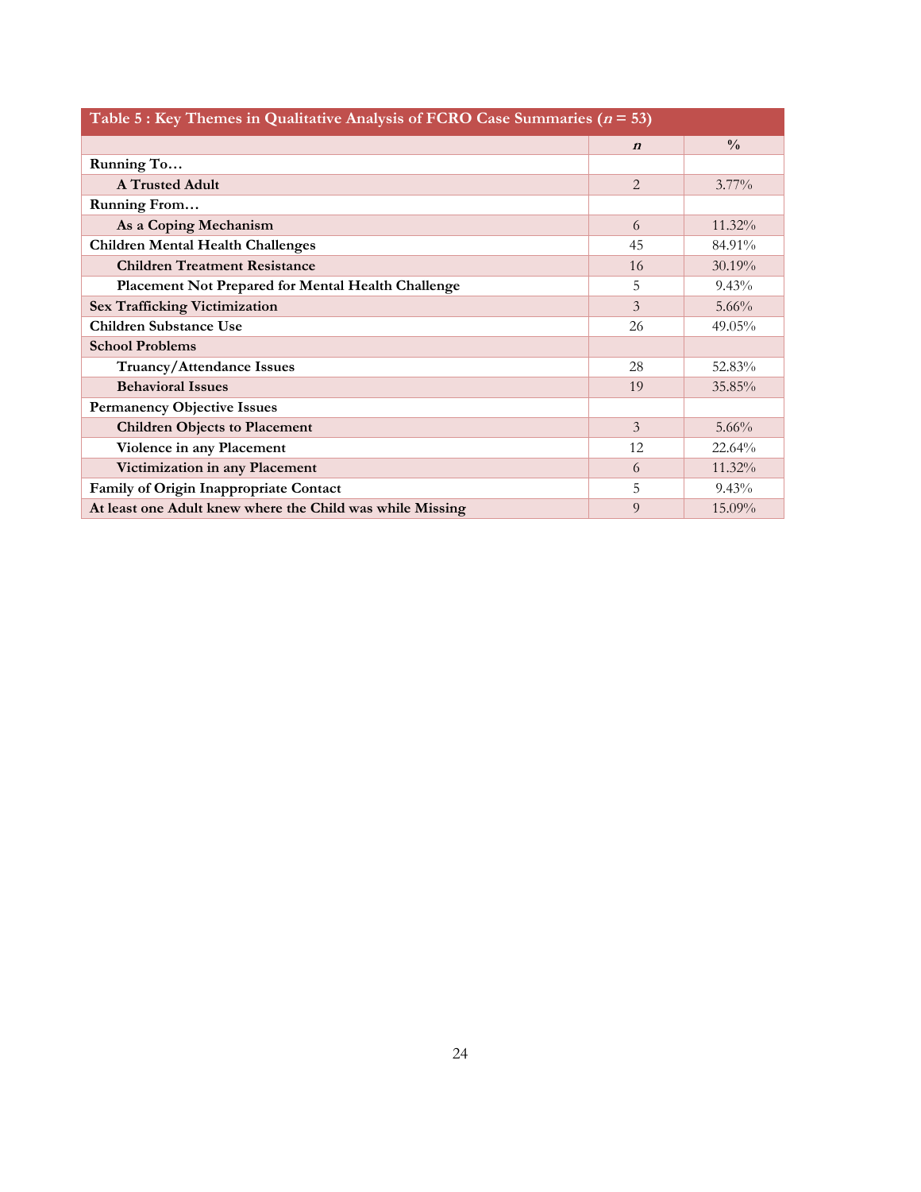**Table 5 : Key Themes in Qualitative Analysis of FCRO Case Summaries ($n$ = 53)**

| | $n$ | % |
|---|---|---|
| **Running To…** | | |
| **A Trusted Adult** | 2 | 3.77% |
| **Running From…** | | |
| **As a Coping Mechanism** | 6 | 11.32% |
| **Children Mental Health Challenges** | 45 | 84.91% |
| **Children Treatment Resistance** | 16 | 30.19% |
| **Placement Not Prepared for Mental Health Challenge** | 5 | 9.43% |
| **Sex Trafficking Victimization** | 3 | 5.66% |
| **Children Substance Use** | 26 | 49.05% |
| **School Problems** | | |
| **Truancy/Attendance Issues** | 28 | 52.83% |
| **Behavioral Issues** | 19 | 35.85% |
| **Permanency Objective Issues** | | |
| **Children Objects to Placement** | 3 | 5.66% |
| **Violence in any Placement** | 12 | 22.64% |
| **Victimization in any Placement** | 6 | 11.32% |
| **Family of Origin Inappropriate Contact** | 5 | 9.43% |
| **At least one Adult knew where the Child was while Missing** | 9 | 15.09% |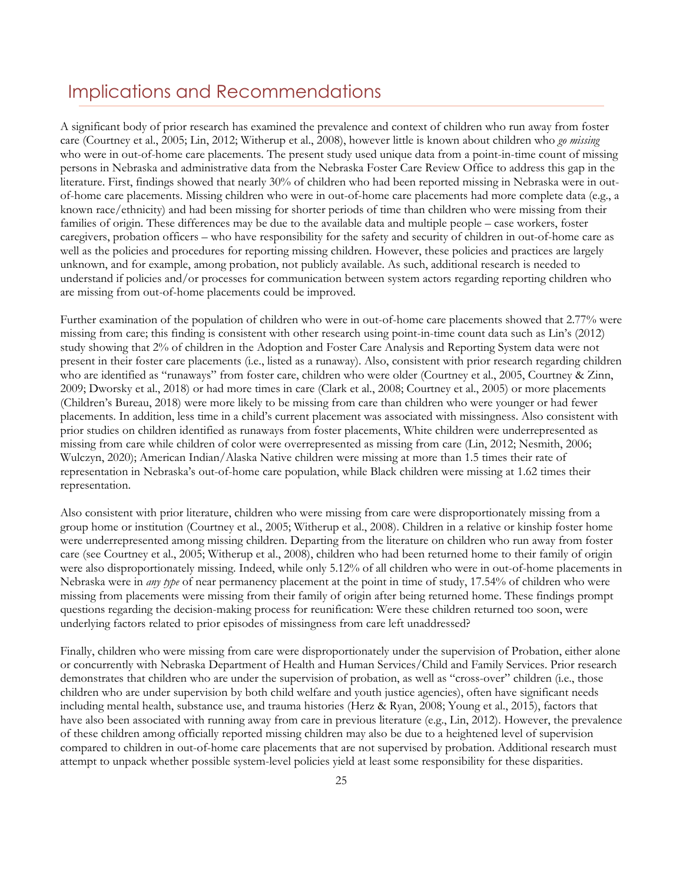## Implications and Recommendations

A significant body of prior research has examined the prevalence and context of children who run away from foster care (Courtney et al., 2005; Lin, 2012; Witherup et al., 2008), however little is known about children who *go missing* who were in out-of-home care placements. The present study used unique data from a point-in-time count of missing persons in Nebraska and administrative data from the Nebraska Foster Care Review Office to address this gap in the literature. First, findings showed that nearly 30% of children who had been reported missing in Nebraska were in out-of-home care placements. Missing children who were in out-of-home care placements had more complete data (e.g., a known race/ethnicity) and had been missing for shorter periods of time than children who were missing from their families of origin. These differences may be due to the available data and multiple people – case workers, foster caregivers, probation officers – who have responsibility for the safety and security of children in out-of-home care as well as the policies and procedures for reporting missing children. However, these policies and practices are largely unknown, and for example, among probation, not publicly available. As such, additional research is needed to understand if policies and/or processes for communication between system actors regarding reporting children who are missing from out-of-home placements could be improved.

Further examination of the population of children who were in out-of-home care placements showed that 2.77% were missing from care; this finding is consistent with other research using point-in-time count data such as Lin's (2012) study showing that 2% of children in the Adoption and Foster Care Analysis and Reporting System data were not present in their foster care placements (i.e., listed as a runaway). Also, consistent with prior research regarding children who are identified as "runaways" from foster care, children who were older (Courtney et al., 2005, Courtney & Zinn, 2009; Dworsky et al., 2018) or had more times in care (Clark et al., 2008; Courtney et al., 2005) or more placements (Children's Bureau, 2018) were more likely to be missing from care than children who were younger or had fewer placements. In addition, less time in a child's current placement was associated with missingness. Also consistent with prior studies on children identified as runaways from foster placements, White children were underrepresented as missing from care while children of color were overrepresented as missing from care (Lin, 2012; Nesmith, 2006; Wulczyn, 2020); American Indian/Alaska Native children were missing at more than 1.5 times their rate of representation in Nebraska's out-of-home care population, while Black children were missing at 1.62 times their representation.

Also consistent with prior literature, children who were missing from care were disproportionately missing from a group home or institution (Courtney et al., 2005; Witherup et al., 2008). Children in a relative or kinship foster home were underrepresented among missing children. Departing from the literature on children who run away from foster care (see Courtney et al., 2005; Witherup et al., 2008), children who had been returned home to their family of origin were also disproportionately missing. Indeed, while only 5.12% of all children who were in out-of-home placements in Nebraska were in *any type* of near permanency placement at the point in time of study, 17.54% of children who were missing from placements were missing from their family of origin after being returned home. These findings prompt questions regarding the decision-making process for reunification: Were these children returned too soon, were underlying factors related to prior episodes of missingness from care left unaddressed?

Finally, children who were missing from care were disproportionately under the supervision of Probation, either alone or concurrently with Nebraska Department of Health and Human Services/Child and Family Services. Prior research demonstrates that children who are under the supervision of probation, as well as "cross-over" children (i.e., those children who are under supervision by both child welfare and youth justice agencies), often have significant needs including mental health, substance use, and trauma histories (Herz & Ryan, 2008; Young et al., 2015), factors that have also been associated with running away from care in previous literature (e.g., Lin, 2012). However, the prevalence of these children among officially reported missing children may also be due to a heightened level of supervision compared to children in out-of-home care placements that are not supervised by probation. Additional research must attempt to unpack whether possible system-level policies yield at least some responsibility for these disparities.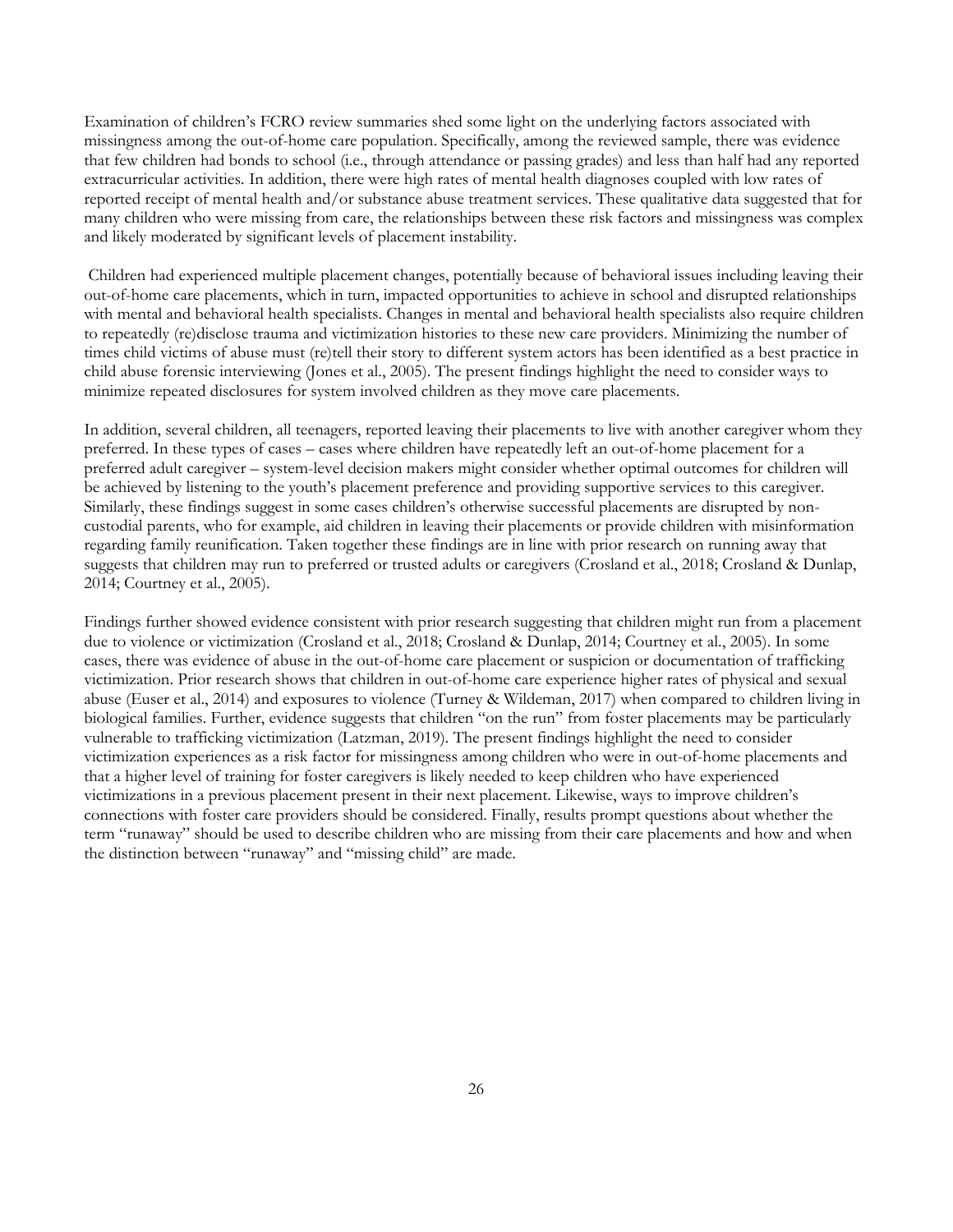Examination of children's FCRO review summaries shed some light on the underlying factors associated with missingness among the out-of-home care population. Specifically, among the reviewed sample, there was evidence that few children had bonds to school (i.e., through attendance or passing grades) and less than half had any reported extracurricular activities. In addition, there were high rates of mental health diagnoses coupled with low rates of reported receipt of mental health and/or substance abuse treatment services. These qualitative data suggested that for many children who were missing from care, the relationships between these risk factors and missingness was complex and likely moderated by significant levels of placement instability.

Children had experienced multiple placement changes, potentially because of behavioral issues including leaving their out-of-home care placements, which in turn, impacted opportunities to achieve in school and disrupted relationships with mental and behavioral health specialists. Changes in mental and behavioral health specialists also require children to repeatedly (re)disclose trauma and victimization histories to these new care providers. Minimizing the number of times child victims of abuse must (re)tell their story to different system actors has been identified as a best practice in child abuse forensic interviewing (Jones et al., 2005). The present findings highlight the need to consider ways to minimize repeated disclosures for system involved children as they move care placements.

In addition, several children, all teenagers, reported leaving their placements to live with another caregiver whom they preferred. In these types of cases – cases where children have repeatedly left an out-of-home placement for a preferred adult caregiver – system-level decision makers might consider whether optimal outcomes for children will be achieved by listening to the youth's placement preference and providing supportive services to this caregiver. Similarly, these findings suggest in some cases children's otherwise successful placements are disrupted by non-custodial parents, who for example, aid children in leaving their placements or provide children with misinformation regarding family reunification. Taken together these findings are in line with prior research on running away that suggests that children may run to preferred or trusted adults or caregivers (Crosland et al., 2018; Crosland & Dunlap, 2014; Courtney et al., 2005).

Findings further showed evidence consistent with prior research suggesting that children might run from a placement due to violence or victimization (Crosland et al., 2018; Crosland & Dunlap, 2014; Courtney et al., 2005). In some cases, there was evidence of abuse in the out-of-home care placement or suspicion or documentation of trafficking victimization. Prior research shows that children in out-of-home care experience higher rates of physical and sexual abuse (Euser et al., 2014) and exposures to violence (Turney & Wildeman, 2017) when compared to children living in biological families. Further, evidence suggests that children "on the run" from foster placements may be particularly vulnerable to trafficking victimization (Latzman, 2019). The present findings highlight the need to consider victimization experiences as a risk factor for missingness among children who were in out-of-home placements and that a higher level of training for foster caregivers is likely needed to keep children who have experienced victimizations in a previous placement present in their next placement. Likewise, ways to improve children's connections with foster care providers should be considered. Finally, results prompt questions about whether the term "runaway" should be used to describe children who are missing from their care placements and how and when the distinction between "runaway" and "missing child" are made.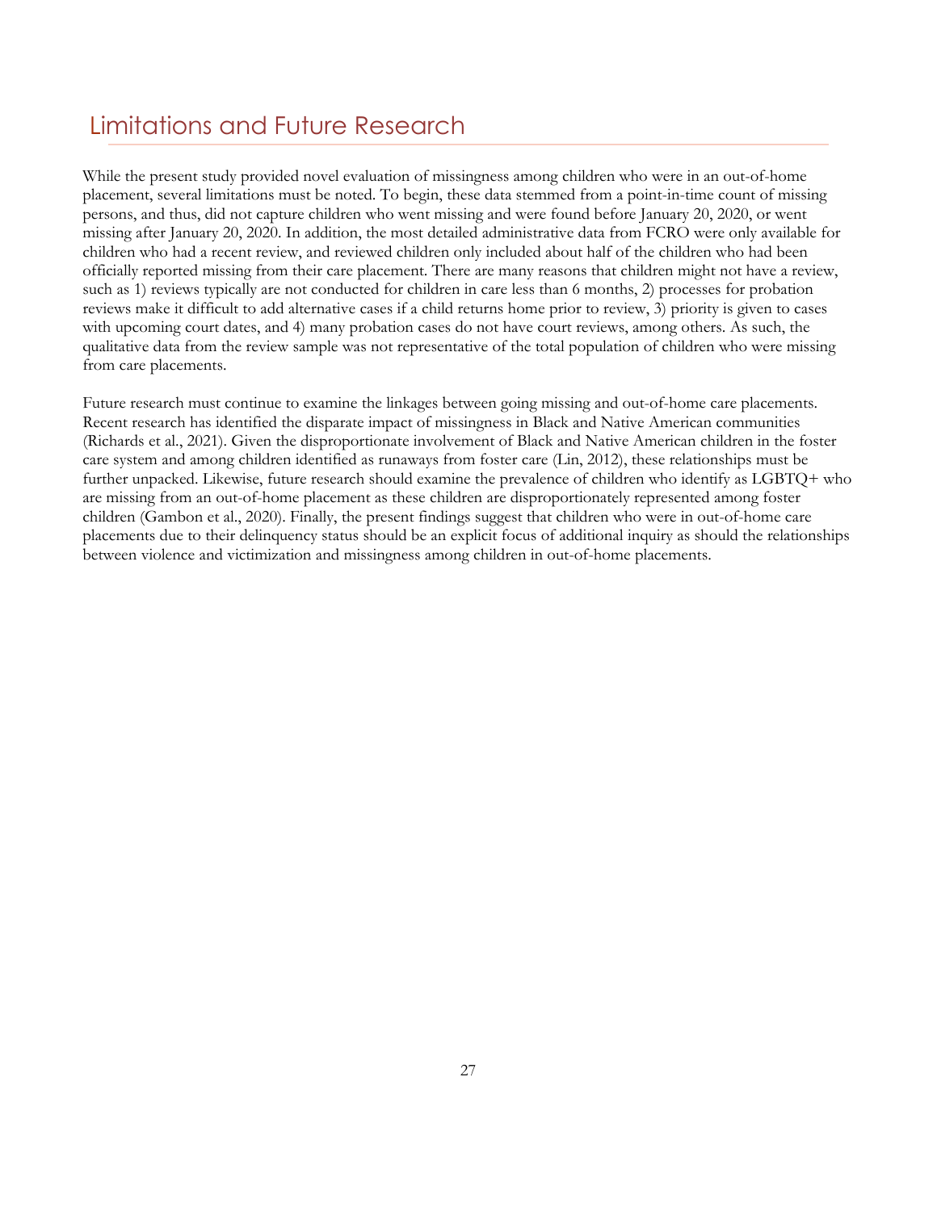## Limitations and Future Research

While the present study provided novel evaluation of missingness among children who were in an out-of-home placement, several limitations must be noted. To begin, these data stemmed from a point-in-time count of missing persons, and thus, did not capture children who went missing and were found before January 20, 2020, or went missing after January 20, 2020. In addition, the most detailed administrative data from FCRO were only available for children who had a recent review, and reviewed children only included about half of the children who had been officially reported missing from their care placement. There are many reasons that children might not have a review, such as 1) reviews typically are not conducted for children in care less than 6 months, 2) processes for probation reviews make it difficult to add alternative cases if a child returns home prior to review, 3) priority is given to cases with upcoming court dates, and 4) many probation cases do not have court reviews, among others. As such, the qualitative data from the review sample was not representative of the total population of children who were missing from care placements.

Future research must continue to examine the linkages between going missing and out-of-home care placements. Recent research has identified the disparate impact of missingness in Black and Native American communities (Richards et al., 2021). Given the disproportionate involvement of Black and Native American children in the foster care system and among children identified as runaways from foster care (Lin, 2012), these relationships must be further unpacked. Likewise, future research should examine the prevalence of children who identify as LGBTQ+ who are missing from an out-of-home placement as these children are disproportionately represented among foster children (Gambon et al., 2020). Finally, the present findings suggest that children who were in out-of-home care placements due to their delinquency status should be an explicit focus of additional inquiry as should the relationships between violence and victimization and missingness among children in out-of-home placements.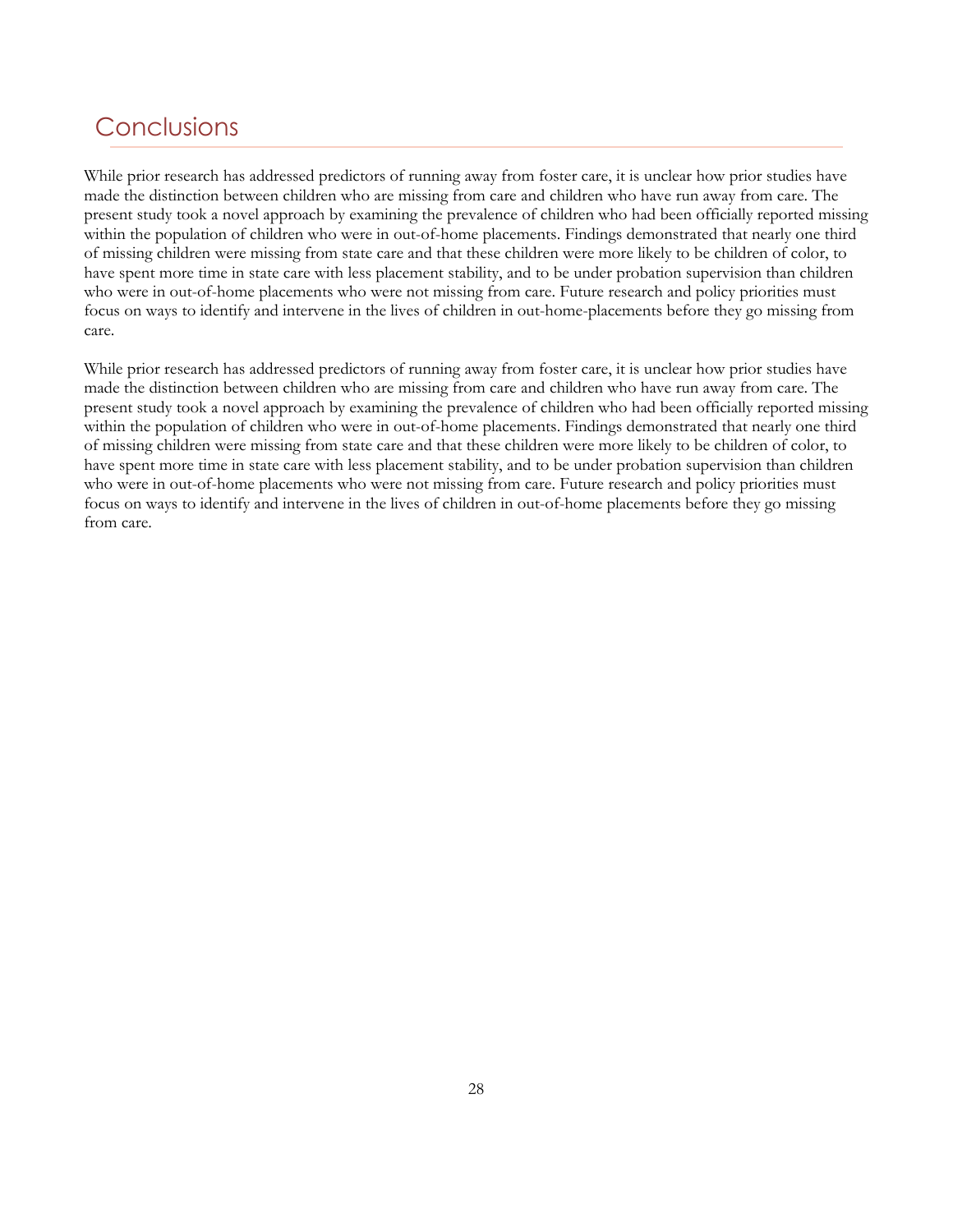## Conclusions

While prior research has addressed predictors of running away from foster care, it is unclear how prior studies have made the distinction between children who are missing from care and children who have run away from care. The present study took a novel approach by examining the prevalence of children who had been officially reported missing within the population of children who were in out-of-home placements. Findings demonstrated that nearly one third of missing children were missing from state care and that these children were more likely to be children of color, to have spent more time in state care with less placement stability, and to be under probation supervision than children who were in out-of-home placements who were not missing from care. Future research and policy priorities must focus on ways to identify and intervene in the lives of children in out-home-placements before they go missing from care.

While prior research has addressed predictors of running away from foster care, it is unclear how prior studies have made the distinction between children who are missing from care and children who have run away from care. The present study took a novel approach by examining the prevalence of children who had been officially reported missing within the population of children who were in out-of-home placements. Findings demonstrated that nearly one third of missing children were missing from state care and that these children were more likely to be children of color, to have spent more time in state care with less placement stability, and to be under probation supervision than children who were in out-of-home placements who were not missing from care. Future research and policy priorities must focus on ways to identify and intervene in the lives of children in out-of-home placements before they go missing from care.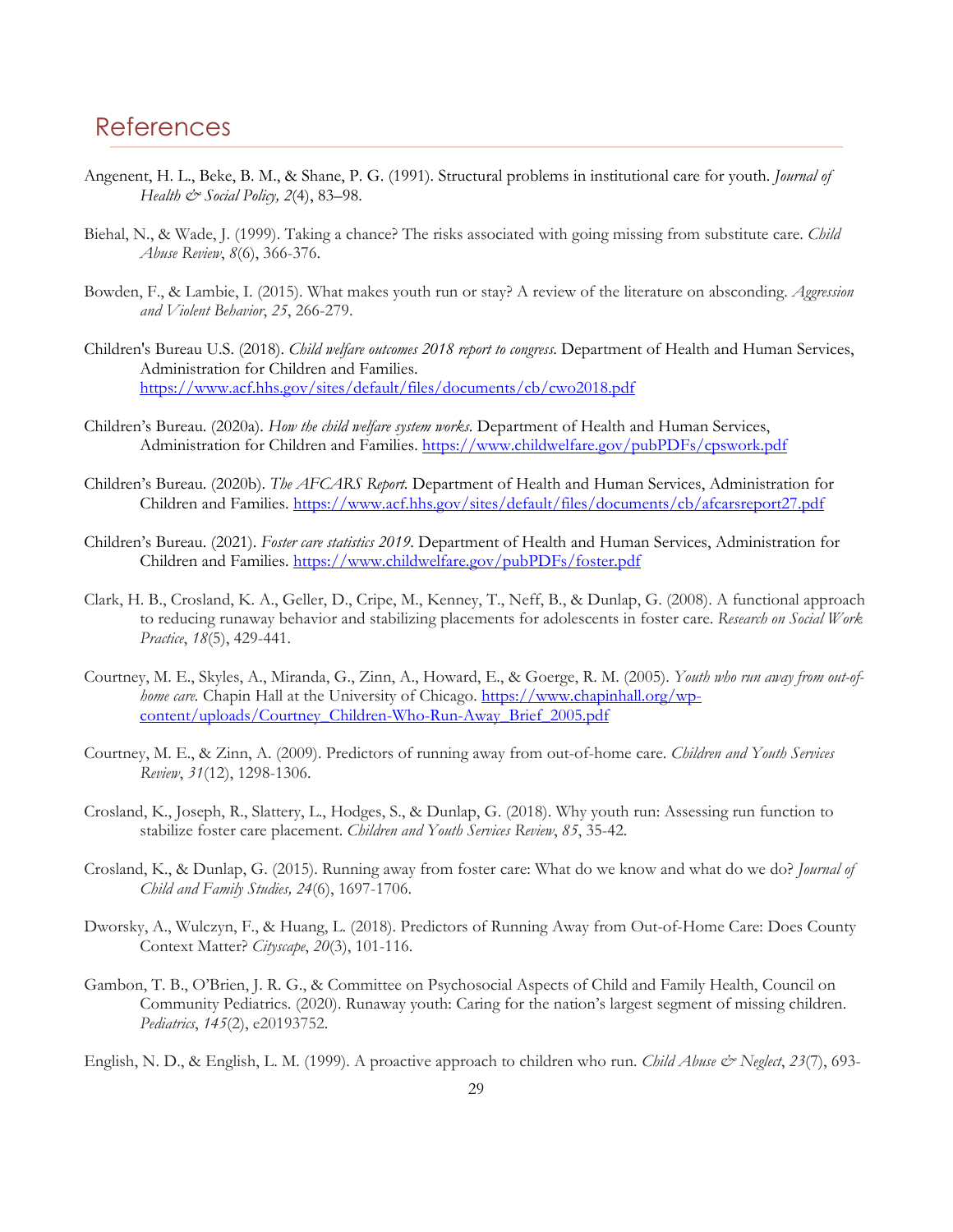## References

Angenent, H. L., Beke, B. M., & Shane, P. G. (1991). Structural problems in institutional care for youth. *Journal of Health & Social Policy, 2*(4), 83–98.

Biehal, N., & Wade, J. (1999). Taking a chance? The risks associated with going missing from substitute care. *Child Abuse Review*, *8*(6), 366-376.

Bowden, F., & Lambie, I. (2015). What makes youth run or stay? A review of the literature on absconding. *Aggression and Violent Behavior*, *25*, 266-279.

Children's Bureau U.S. (2018). *Child welfare outcomes 2018 report to congress.* Department of Health and Human Services, Administration for Children and Families. https://www.acf.hhs.gov/sites/default/files/documents/cb/cwo2018.pdf

Children's Bureau. (2020a). *How the child welfare system works.* Department of Health and Human Services, Administration for Children and Families. https://www.childwelfare.gov/pubPDFs/cpswork.pdf

Children's Bureau. (2020b). *The AFCARS Report.* Department of Health and Human Services, Administration for Children and Families. https://www.acf.hhs.gov/sites/default/files/documents/cb/afcarsreport27.pdf

Children's Bureau. (2021). *Foster care statistics 2019*. Department of Health and Human Services, Administration for Children and Families. https://www.childwelfare.gov/pubPDFs/foster.pdf

Clark, H. B., Crosland, K. A., Geller, D., Cripe, M., Kenney, T., Neff, B., & Dunlap, G. (2008). A functional approach to reducing runaway behavior and stabilizing placements for adolescents in foster care. *Research on Social Work Practice*, *18*(5), 429-441.

Courtney, M. E., Skyles, A., Miranda, G., Zinn, A., Howard, E., & Goerge, R. M. (2005). *Youth who run away from out-of-home care.* Chapin Hall at the University of Chicago. https://www.chapinhall.org/wp-content/uploads/Courtney_Children-Who-Run-Away_Brief_2005.pdf

Courtney, M. E., & Zinn, A. (2009). Predictors of running away from out-of-home care. *Children and Youth Services Review*, *31*(12), 1298-1306.

Crosland, K., Joseph, R., Slattery, L., Hodges, S., & Dunlap, G. (2018). Why youth run: Assessing run function to stabilize foster care placement. *Children and Youth Services Review*, *85*, 35-42.

Crosland, K., & Dunlap, G. (2015). Running away from foster care: What do we know and what do we do? *Journal of Child and Family Studies, 24*(6), 1697-1706.

Dworsky, A., Wulczyn, F., & Huang, L. (2018). Predictors of Running Away from Out-of-Home Care: Does County Context Matter? *Cityscape*, *20*(3), 101-116.

Gambon, T. B., O'Brien, J. R. G., & Committee on Psychosocial Aspects of Child and Family Health, Council on Community Pediatrics. (2020). Runaway youth: Caring for the nation's largest segment of missing children. *Pediatrics*, *145*(2), e20193752.

English, N. D., & English, L. M. (1999). A proactive approach to children who run. *Child Abuse & Neglect*, *23*(7), 693-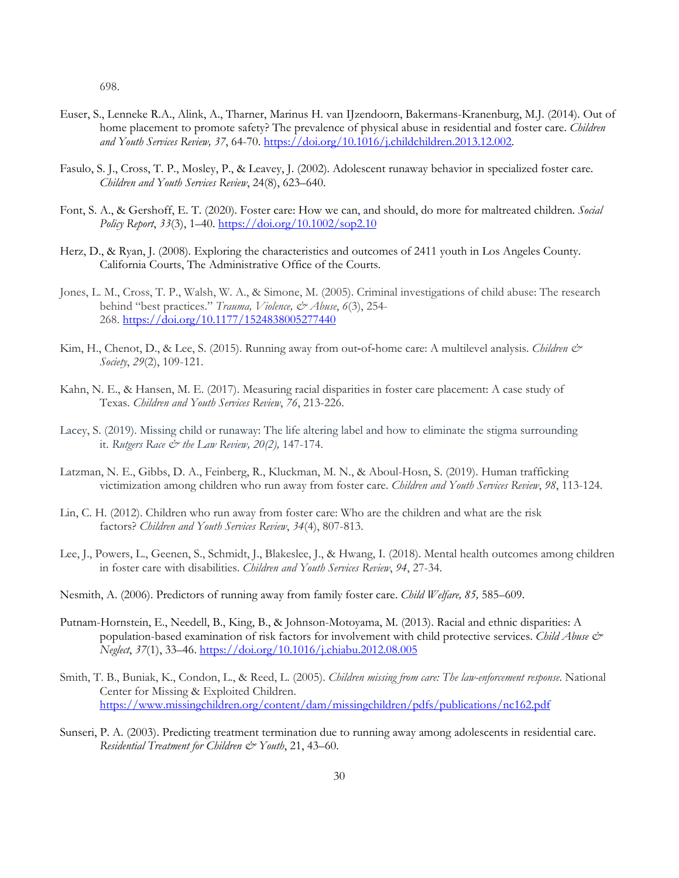698.

Euser, S., Lenneke R.A., Alink, A., Tharner, Marinus H. van IJzendoorn, Bakermans-Kranenburg, M.J. (2014). Out of home placement to promote safety? The prevalence of physical abuse in residential and foster care. *Children and Youth Services Review, 37*, 64-70. https://doi.org/10.1016/j.childchildren.2013.12.002.

Fasulo, S. J., Cross, T. P., Mosley, P., & Leavey, J. (2002). Adolescent runaway behavior in specialized foster care. *Children and Youth Services Review*, 24(8), 623–640.

Font, S. A., & Gershoff, E. T. (2020). Foster care: How we can, and should, do more for maltreated children. *Social Policy Report*, *33*(3), 1–40. https://doi.org/10.1002/sop2.10

Herz, D., & Ryan, J. (2008). Exploring the characteristics and outcomes of 2411 youth in Los Angeles County. California Courts, The Administrative Office of the Courts.

Jones, L. M., Cross, T. P., Walsh, W. A., & Simone, M. (2005). Criminal investigations of child abuse: The research behind "best practices." *Trauma, Violence, & Abuse*, *6*(3), 254-268. https://doi.org/10.1177/1524838005277440

Kim, H., Chenot, D., & Lee, S. (2015). Running away from out-of-home care: A multilevel analysis. *Children & Society*, *29*(2), 109-121.

Kahn, N. E., & Hansen, M. E. (2017). Measuring racial disparities in foster care placement: A case study of Texas. *Children and Youth Services Review*, *76*, 213-226.

Lacey, S. (2019). Missing child or runaway: The life altering label and how to eliminate the stigma surrounding it. *Rutgers Race & the Law Review, 20(2),* 147-174.

Latzman, N. E., Gibbs, D. A., Feinberg, R., Kluckman, M. N., & Aboul-Hosn, S. (2019). Human trafficking victimization among children who run away from foster care. *Children and Youth Services Review*, *98*, 113-124.

Lin, C. H. (2012). Children who run away from foster care: Who are the children and what are the risk factors? *Children and Youth Services Review*, *34*(4), 807-813.

Lee, J., Powers, L., Geenen, S., Schmidt, J., Blakeslee, J., & Hwang, I. (2018). Mental health outcomes among children in foster care with disabilities. *Children and Youth Services Review*, *94*, 27-34.

Nesmith, A. (2006). Predictors of running away from family foster care. *Child Welfare, 85,* 585–609.

Putnam-Hornstein, E., Needell, B., King, B., & Johnson-Motoyama, M. (2013). Racial and ethnic disparities: A population-based examination of risk factors for involvement with child protective services. *Child Abuse & Neglect*, *37*(1), 33–46. https://doi.org/10.1016/j.chiabu.2012.08.005

Smith, T. B., Buniak, K., Condon, L., & Reed, L. (2005). *Children missing from care: The law-enforcement response*. National Center for Missing & Exploited Children. https://www.missingchildren.org/content/dam/missingchildren/pdfs/publications/nc162.pdf

Sunseri, P. A. (2003). Predicting treatment termination due to running away among adolescents in residential care. *Residential Treatment for Children & Youth*, 21, 43–60.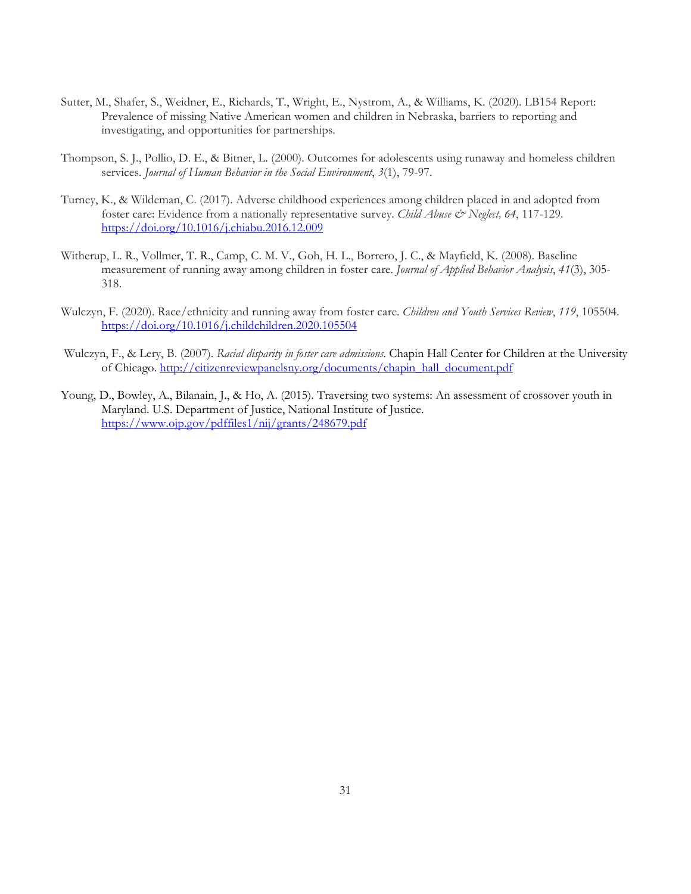Sutter, M., Shafer, S., Weidner, E., Richards, T., Wright, E., Nystrom, A., & Williams, K. (2020). LB154 Report: Prevalence of missing Native American women and children in Nebraska, barriers to reporting and investigating, and opportunities for partnerships.

Thompson, S. J., Pollio, D. E., & Bitner, L. (2000). Outcomes for adolescents using runaway and homeless children services. *Journal of Human Behavior in the Social Environment*, *3*(1), 79-97.

Turney, K., & Wildeman, C. (2017). Adverse childhood experiences among children placed in and adopted from foster care: Evidence from a nationally representative survey. *Child Abuse & Neglect, 64*, 117-129. https://doi.org/10.1016/j.chiabu.2016.12.009

Witherup, L. R., Vollmer, T. R., Camp, C. M. V., Goh, H. L., Borrero, J. C., & Mayfield, K. (2008). Baseline measurement of running away among children in foster care. *Journal of Applied Behavior Analysis*, *41*(3), 305-318.

Wulczyn, F. (2020). Race/ethnicity and running away from foster care. *Children and Youth Services Review*, *119*, 105504. https://doi.org/10.1016/j.childchildren.2020.105504

Wulczyn, F., & Lery, B. (2007). *Racial disparity in foster care admissions.* Chapin Hall Center for Children at the University of Chicago. http://citizenreviewpanelsny.org/documents/chapin_hall_document.pdf

Young, D., Bowley, A., Bilanain, J., & Ho, A. (2015). Traversing two systems: An assessment of crossover youth in Maryland. U.S. Department of Justice, National Institute of Justice. https://www.ojp.gov/pdffiles1/nij/grants/248679.pdf